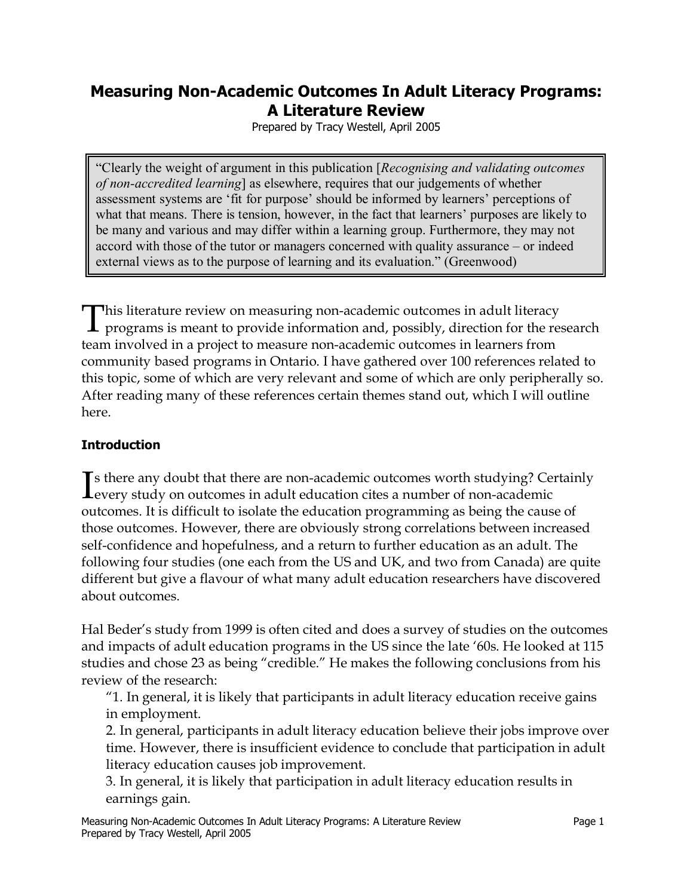# Measuring Non-Academic Outcomes In Adult Literacy Programs: A Literature Review

Prepared by Tracy Westell, April 2005

> "Clearly the weight of argument in this publication [*Recognising and validating outcomes of non-accredited learning*] as elsewhere, requires that our judgements of whether assessment systems are 'fit for purpose' should be informed by learners' perceptions of what that means. There is tension, however, in the fact that learners' purposes are likely to be many and various and may differ within a learning group. Furthermore, they may not accord with those of the tutor or managers concerned with quality assurance – or indeed external views as to the purpose of learning and its evaluation." (Greenwood)

This literature review on measuring non-academic outcomes in adult literacy programs is meant to provide information and, possibly, direction for the research team involved in a project to measure non-academic outcomes in learners from community based programs in Ontario. I have gathered over 100 references related to this topic, some of which are very relevant and some of which are only peripherally so. After reading many of these references certain themes stand out, which I will outline here.

### Introduction

Is there any doubt that there are non-academic outcomes worth studying? Certainly every study on outcomes in adult education cites a number of non-academic outcomes. It is difficult to isolate the education programming as being the cause of those outcomes. However, there are obviously strong correlations between increased self-confidence and hopefulness, and a return to further education as an adult. The following four studies (one each from the US and UK, and two from Canada) are quite different but give a flavour of what many adult education researchers have discovered about outcomes.

Hal Beder's study from 1999 is often cited and does a survey of studies on the outcomes and impacts of adult education programs in the US since the late '60s. He looked at 115 studies and chose 23 as being "credible." He makes the following conclusions from his review of the research:

> "1. In general, it is likely that participants in adult literacy education receive gains in employment.
>
> 2. In general, participants in adult literacy education believe their jobs improve over time. However, there is insufficient evidence to conclude that participation in adult literacy education causes job improvement.
>
> 3. In general, it is likely that participation in adult literacy education results in earnings gain.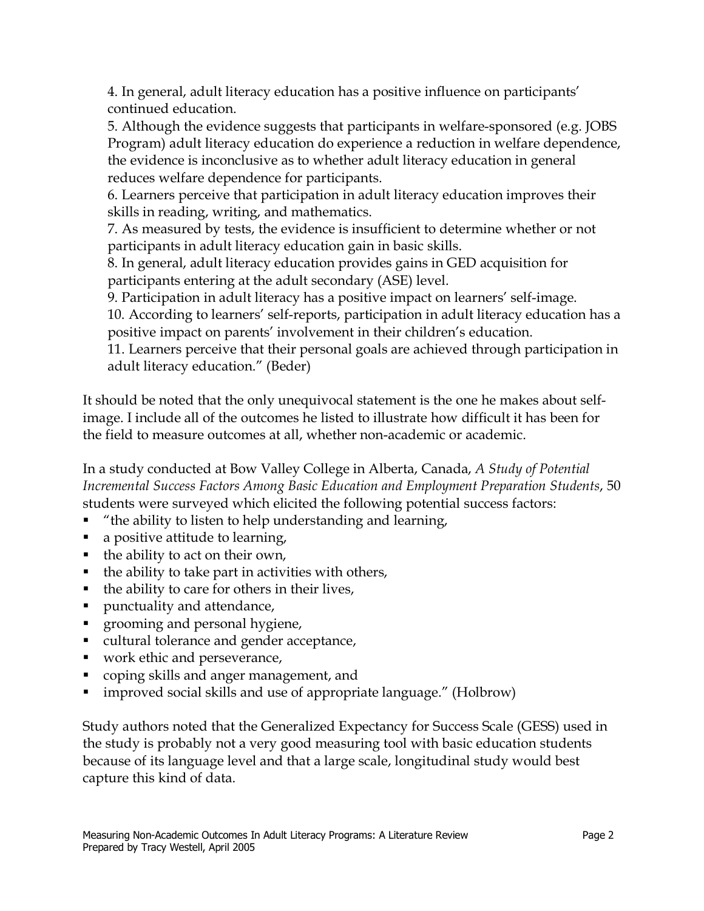4. In general, adult literacy education has a positive influence on participants' continued education.
5. Although the evidence suggests that participants in welfare-sponsored (e.g. JOBS Program) adult literacy education do experience a reduction in welfare dependence, the evidence is inconclusive as to whether adult literacy education in general reduces welfare dependence for participants.
6. Learners perceive that participation in adult literacy education improves their skills in reading, writing, and mathematics.
7. As measured by tests, the evidence is insufficient to determine whether or not participants in adult literacy education gain in basic skills.
8. In general, adult literacy education provides gains in GED acquisition for participants entering at the adult secondary (ASE) level.
9. Participation in adult literacy has a positive impact on learners' self-image.
10. According to learners' self-reports, participation in adult literacy education has a positive impact on parents' involvement in their children's education.
11. Learners perceive that their personal goals are achieved through participation in adult literacy education." (Beder)

It should be noted that the only unequivocal statement is the one he makes about self-image. I include all of the outcomes he listed to illustrate how difficult it has been for the field to measure outcomes at all, whether non-academic or academic.

In a study conducted at Bow Valley College in Alberta, Canada, *A Study of Potential Incremental Success Factors Among Basic Education and Employment Preparation Students*, 50 students were surveyed which elicited the following potential success factors:

- "the ability to listen to help understanding and learning,
- a positive attitude to learning,
- the ability to act on their own,
- the ability to take part in activities with others,
- the ability to care for others in their lives,
- punctuality and attendance,
- grooming and personal hygiene,
- cultural tolerance and gender acceptance,
- work ethic and perseverance,
- coping skills and anger management, and
- improved social skills and use of appropriate language." (Holbrow)

Study authors noted that the Generalized Expectancy for Success Scale (GESS) used in the study is probably not a very good measuring tool with basic education students because of its language level and that a large scale, longitudinal study would best capture this kind of data.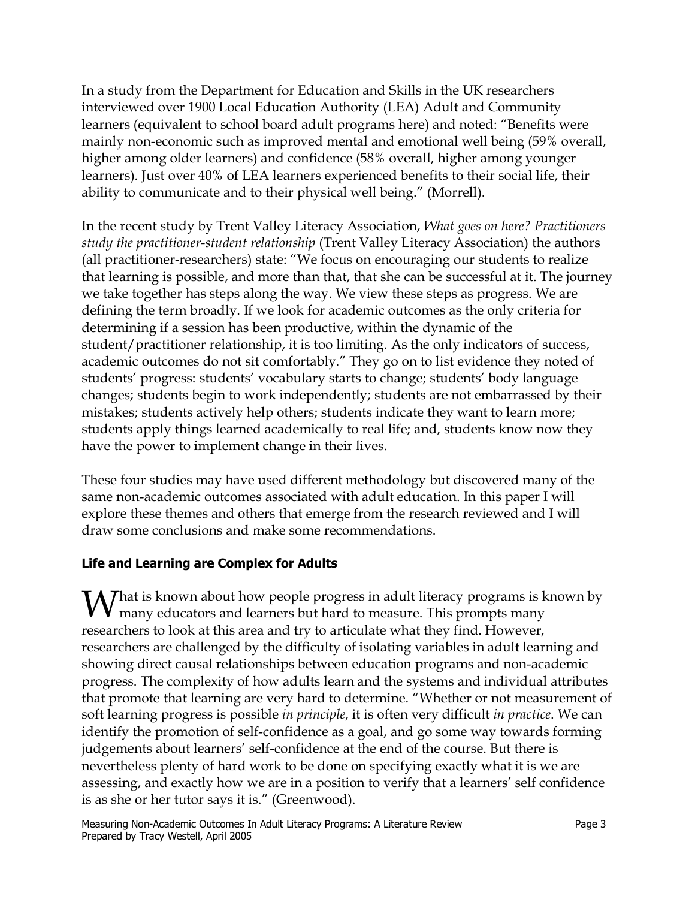In a study from the Department for Education and Skills in the UK researchers interviewed over 1900 Local Education Authority (LEA) Adult and Community learners (equivalent to school board adult programs here) and noted: "Benefits were mainly non-economic such as improved mental and emotional well being (59% overall, higher among older learners) and confidence (58% overall, higher among younger learners). Just over 40% of LEA learners experienced benefits to their social life, their ability to communicate and to their physical well being." (Morrell).

In the recent study by Trent Valley Literacy Association, *What goes on here? Practitioners study the practitioner-student relationship* (Trent Valley Literacy Association) the authors (all practitioner-researchers) state: "We focus on encouraging our students to realize that learning is possible, and more than that, that she can be successful at it. The journey we take together has steps along the way. We view these steps as progress. We are defining the term broadly. If we look for academic outcomes as the only criteria for determining if a session has been productive, within the dynamic of the student/practitioner relationship, it is too limiting. As the only indicators of success, academic outcomes do not sit comfortably." They go on to list evidence they noted of students' progress: students' vocabulary starts to change; students' body language changes; students begin to work independently; students are not embarrassed by their mistakes; students actively help others; students indicate they want to learn more; students apply things learned academically to real life; and, students know now they have the power to implement change in their lives.

These four studies may have used different methodology but discovered many of the same non-academic outcomes associated with adult education. In this paper I will explore these themes and others that emerge from the research reviewed and I will draw some conclusions and make some recommendations.

### Life and Learning are Complex for Adults

What is known about how people progress in adult literacy programs is known by many educators and learners but hard to measure. This prompts many researchers to look at this area and try to articulate what they find. However, researchers are challenged by the difficulty of isolating variables in adult learning and showing direct causal relationships between education programs and non-academic progress. The complexity of how adults learn and the systems and individual attributes that promote that learning are very hard to determine. "Whether or not measurement of soft learning progress is possible *in principle*, it is often very difficult *in practice*. We can identify the promotion of self-confidence as a goal, and go some way towards forming judgements about learners' self-confidence at the end of the course. But there is nevertheless plenty of hard work to be done on specifying exactly what it is we are assessing, and exactly how we are in a position to verify that a learners' self confidence is as she or her tutor says it is." (Greenwood).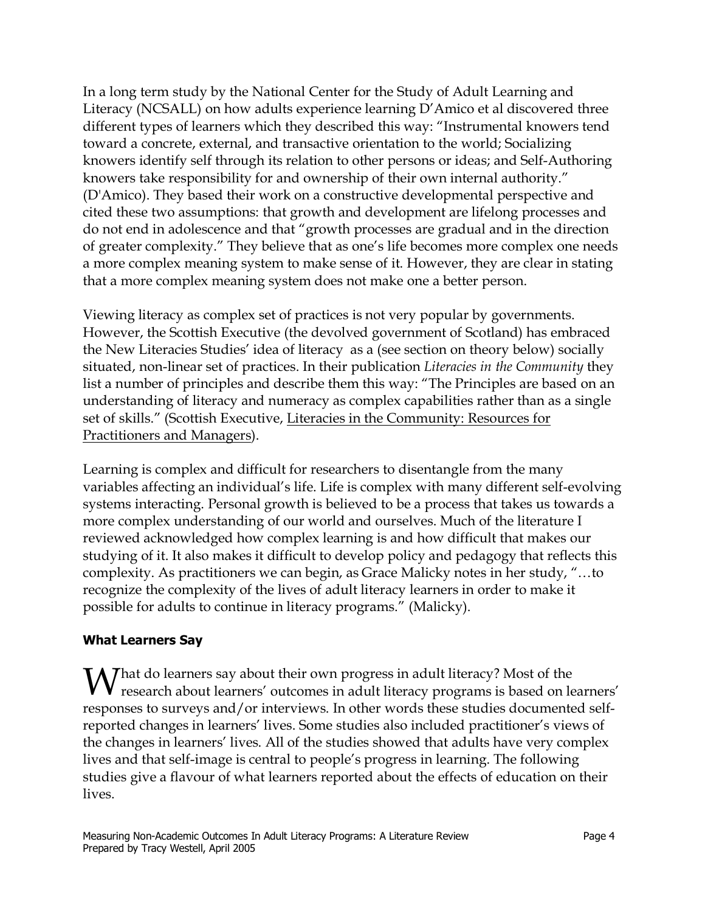In a long term study by the National Center for the Study of Adult Learning and Literacy (NCSALL) on how adults experience learning D'Amico et al discovered three different types of learners which they described this way: "Instrumental knowers tend toward a concrete, external, and transactive orientation to the world; Socializing knowers identify self through its relation to other persons or ideas; and Self-Authoring knowers take responsibility for and ownership of their own internal authority." (D'Amico). They based their work on a constructive developmental perspective and cited these two assumptions: that growth and development are lifelong processes and do not end in adolescence and that "growth processes are gradual and in the direction of greater complexity." They believe that as one's life becomes more complex one needs a more complex meaning system to make sense of it. However, they are clear in stating that a more complex meaning system does not make one a better person.

Viewing literacy as complex set of practices is not very popular by governments. However, the Scottish Executive (the devolved government of Scotland) has embraced the New Literacies Studies' idea of literacy as a (see section on theory below) socially situated, non-linear set of practices. In their publication *Literacies in the Community* they list a number of principles and describe them this way: "The Principles are based on an understanding of literacy and numeracy as complex capabilities rather than as a single set of skills." (Scottish Executive, Literacies in the Community: Resources for Practitioners and Managers).

Learning is complex and difficult for researchers to disentangle from the many variables affecting an individual's life. Life is complex with many different self-evolving systems interacting. Personal growth is believed to be a process that takes us towards a more complex understanding of our world and ourselves. Much of the literature I reviewed acknowledged how complex learning is and how difficult that makes our studying of it. It also makes it difficult to develop policy and pedagogy that reflects this complexity. As practitioners we can begin, as Grace Malicky notes in her study, "…to recognize the complexity of the lives of adult literacy learners in order to make it possible for adults to continue in literacy programs." (Malicky).

### What Learners Say

What do learners say about their own progress in adult literacy? Most of the research about learners' outcomes in adult literacy programs is based on learners' responses to surveys and/or interviews. In other words these studies documented self-reported changes in learners' lives. Some studies also included practitioner's views of the changes in learners' lives. All of the studies showed that adults have very complex lives and that self-image is central to people's progress in learning. The following studies give a flavour of what learners reported about the effects of education on their lives.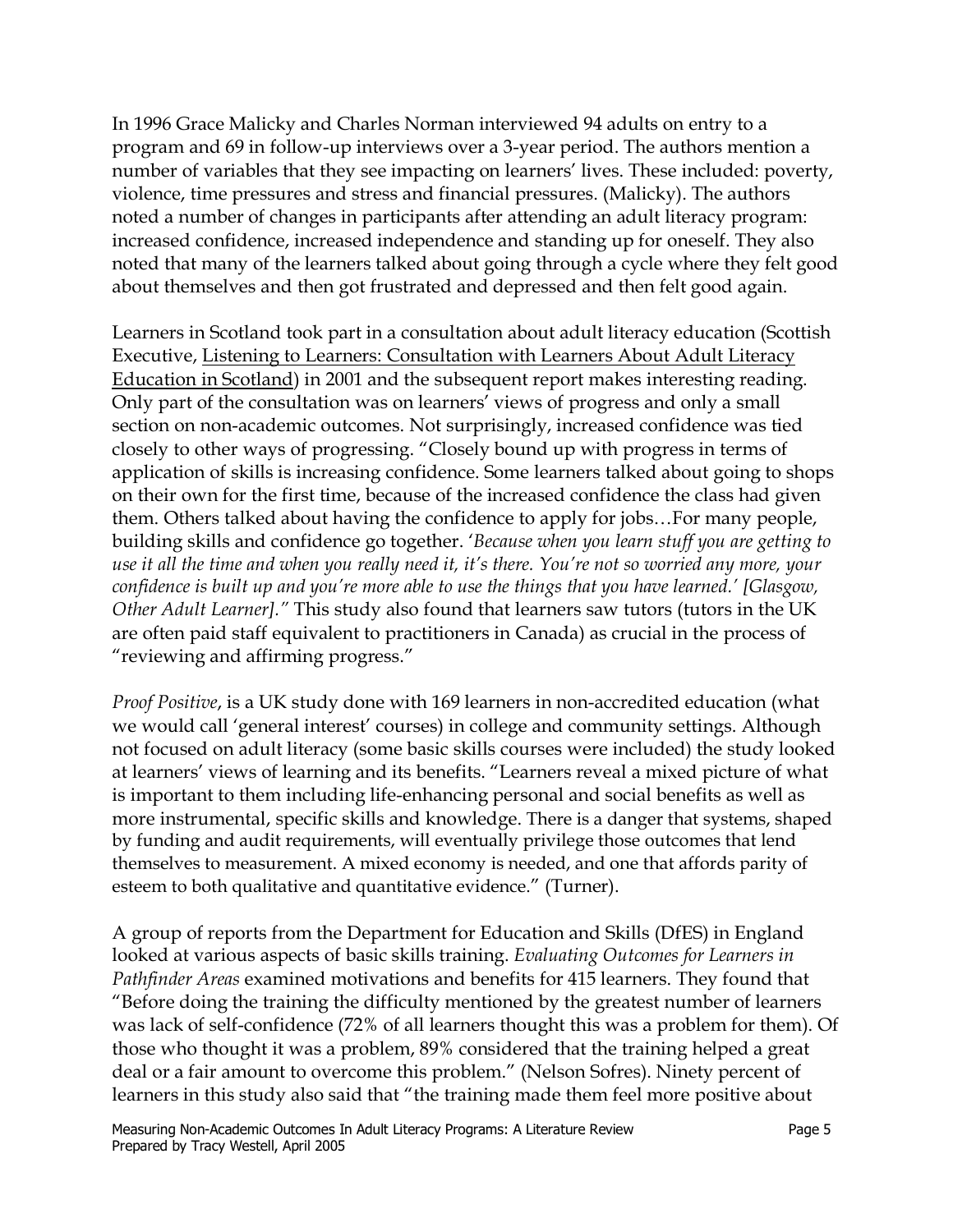In 1996 Grace Malicky and Charles Norman interviewed 94 adults on entry to a program and 69 in follow-up interviews over a 3-year period. The authors mention a number of variables that they see impacting on learners' lives. These included: poverty, violence, time pressures and stress and financial pressures. (Malicky). The authors noted a number of changes in participants after attending an adult literacy program: increased confidence, increased independence and standing up for oneself. They also noted that many of the learners talked about going through a cycle where they felt good about themselves and then got frustrated and depressed and then felt good again.

Learners in Scotland took part in a consultation about adult literacy education (Scottish Executive, <u>Listening to Learners: Consultation with Learners About Adult Literacy Education in Scotland</u>) in 2001 and the subsequent report makes interesting reading. Only part of the consultation was on learners' views of progress and only a small section on non-academic outcomes. Not surprisingly, increased confidence was tied closely to other ways of progressing. "Closely bound up with progress in terms of application of skills is increasing confidence. Some learners talked about going to shops on their own for the first time, because of the increased confidence the class had given them. Others talked about having the confidence to apply for jobs…For many people, building skills and confidence go together. '*Because when you learn stuff you are getting to use it all the time and when you really need it, it's there. You're not so worried any more, your confidence is built up and you're more able to use the things that you have learned.' [Glasgow, Other Adult Learner]."* This study also found that learners saw tutors (tutors in the UK are often paid staff equivalent to practitioners in Canada) as crucial in the process of "reviewing and affirming progress."

*Proof Positive*, is a UK study done with 169 learners in non-accredited education (what we would call 'general interest' courses) in college and community settings. Although not focused on adult literacy (some basic skills courses were included) the study looked at learners' views of learning and its benefits. "Learners reveal a mixed picture of what is important to them including life-enhancing personal and social benefits as well as more instrumental, specific skills and knowledge. There is a danger that systems, shaped by funding and audit requirements, will eventually privilege those outcomes that lend themselves to measurement. A mixed economy is needed, and one that affords parity of esteem to both qualitative and quantitative evidence." (Turner).

A group of reports from the Department for Education and Skills (DfES) in England looked at various aspects of basic skills training. *Evaluating Outcomes for Learners in Pathfinder Areas* examined motivations and benefits for 415 learners. They found that "Before doing the training the difficulty mentioned by the greatest number of learners was lack of self-confidence (72% of all learners thought this was a problem for them). Of those who thought it was a problem, 89% considered that the training helped a great deal or a fair amount to overcome this problem." (Nelson Sofres). Ninety percent of learners in this study also said that "the training made them feel more positive about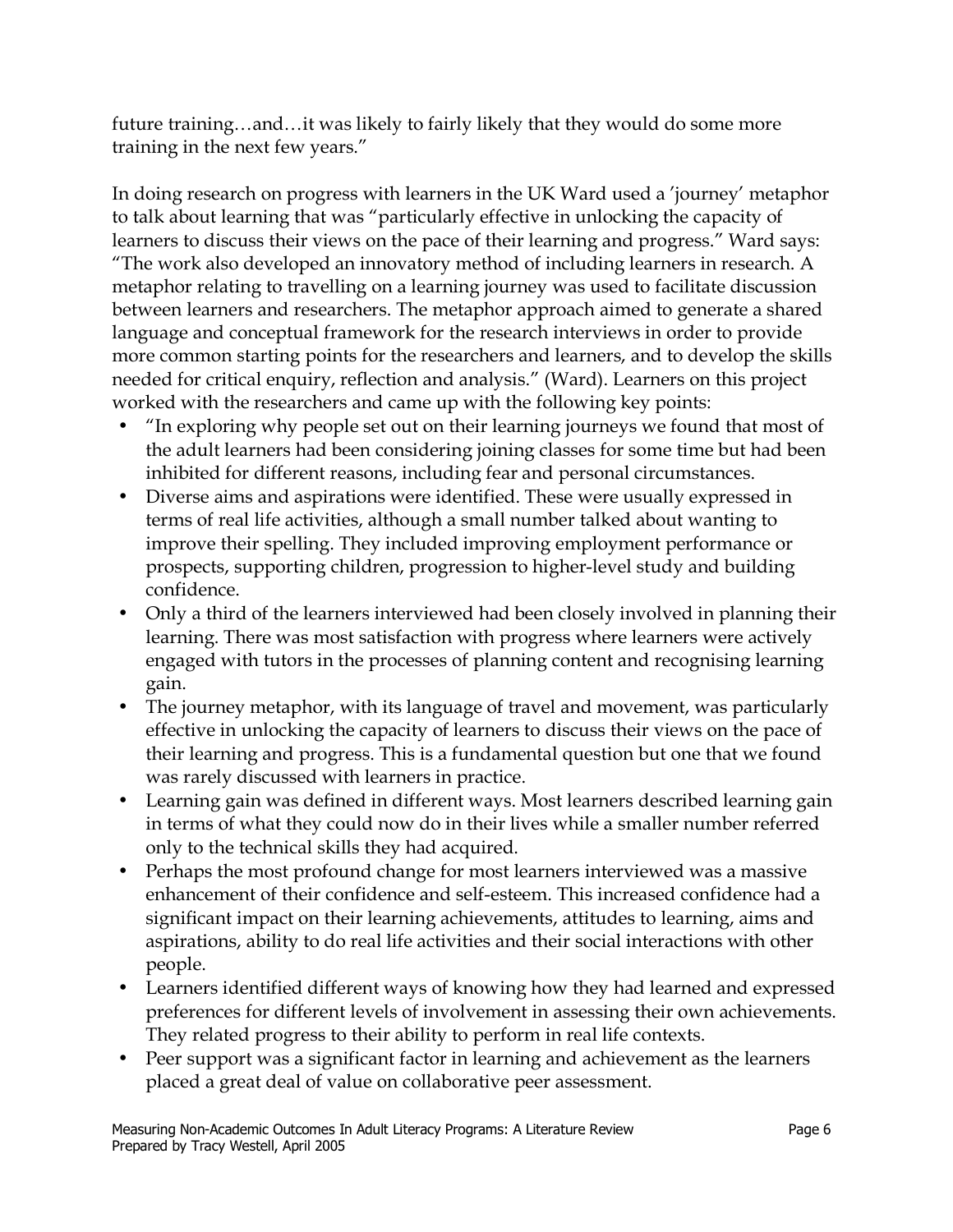future training…and…it was likely to fairly likely that they would do some more training in the next few years."

In doing research on progress with learners in the UK Ward used a 'journey' metaphor to talk about learning that was "particularly effective in unlocking the capacity of learners to discuss their views on the pace of their learning and progress." Ward says: "The work also developed an innovatory method of including learners in research. A metaphor relating to travelling on a learning journey was used to facilitate discussion between learners and researchers. The metaphor approach aimed to generate a shared language and conceptual framework for the research interviews in order to provide more common starting points for the researchers and learners, and to develop the skills needed for critical enquiry, reflection and analysis." (Ward). Learners on this project worked with the researchers and came up with the following key points:

- "In exploring why people set out on their learning journeys we found that most of the adult learners had been considering joining classes for some time but had been inhibited for different reasons, including fear and personal circumstances.
- Diverse aims and aspirations were identified. These were usually expressed in terms of real life activities, although a small number talked about wanting to improve their spelling. They included improving employment performance or prospects, supporting children, progression to higher-level study and building confidence.
- Only a third of the learners interviewed had been closely involved in planning their learning. There was most satisfaction with progress where learners were actively engaged with tutors in the processes of planning content and recognising learning gain.
- The journey metaphor, with its language of travel and movement, was particularly effective in unlocking the capacity of learners to discuss their views on the pace of their learning and progress. This is a fundamental question but one that we found was rarely discussed with learners in practice.
- Learning gain was defined in different ways. Most learners described learning gain in terms of what they could now do in their lives while a smaller number referred only to the technical skills they had acquired.
- Perhaps the most profound change for most learners interviewed was a massive enhancement of their confidence and self-esteem. This increased confidence had a significant impact on their learning achievements, attitudes to learning, aims and aspirations, ability to do real life activities and their social interactions with other people.
- Learners identified different ways of knowing how they had learned and expressed preferences for different levels of involvement in assessing their own achievements. They related progress to their ability to perform in real life contexts.
- Peer support was a significant factor in learning and achievement as the learners placed a great deal of value on collaborative peer assessment.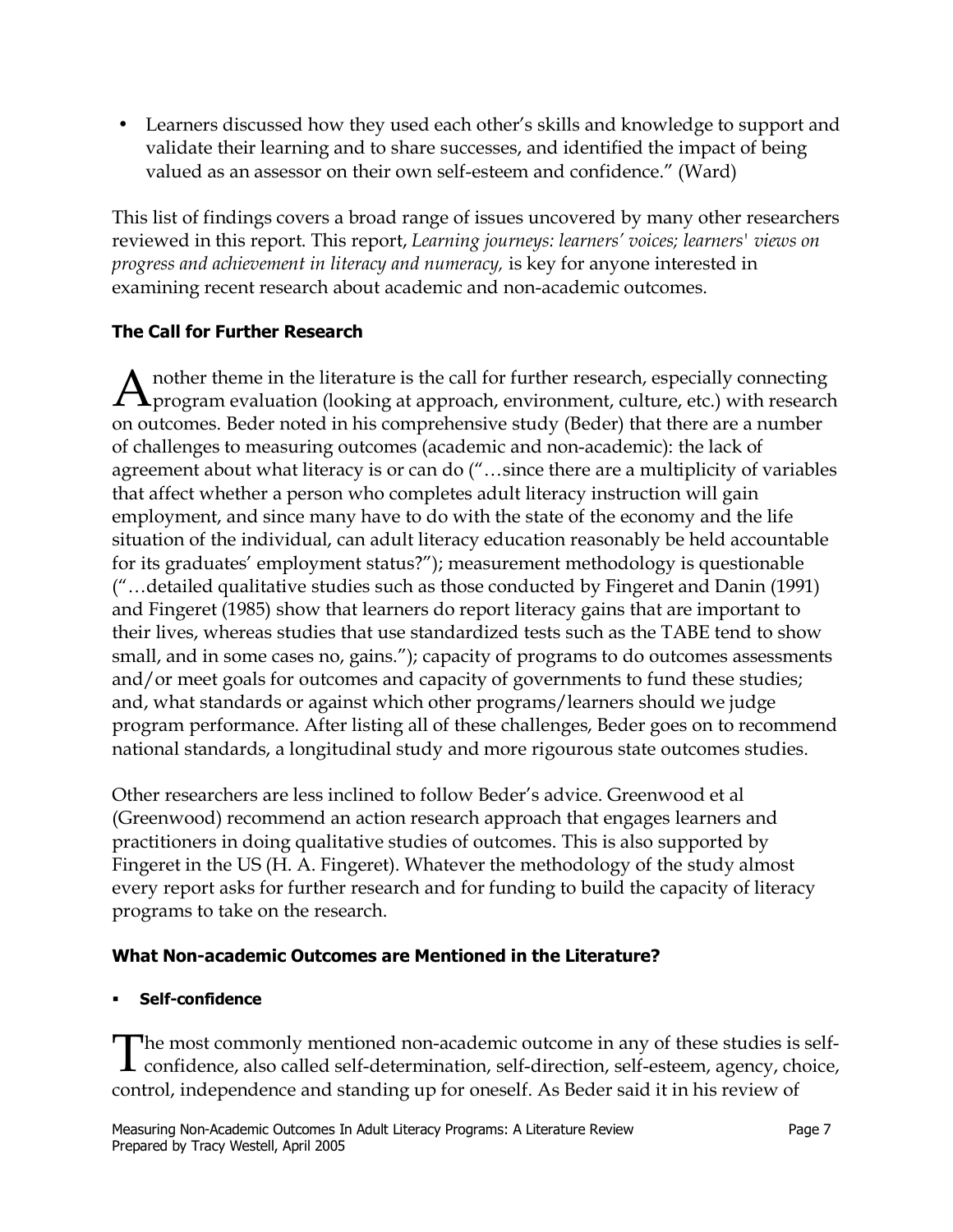- Learners discussed how they used each other's skills and knowledge to support and validate their learning and to share successes, and identified the impact of being valued as an assessor on their own self-esteem and confidence." (Ward)

This list of findings covers a broad range of issues uncovered by many other researchers reviewed in this report. This report, *Learning journeys: learners' voices; learners' views on progress and achievement in literacy and numeracy,* is key for anyone interested in examining recent research about academic and non-academic outcomes.

### The Call for Further Research

Another theme in the literature is the call for further research, especially connecting program evaluation (looking at approach, environment, culture, etc.) with research on outcomes. Beder noted in his comprehensive study (Beder) that there are a number of challenges to measuring outcomes (academic and non-academic): the lack of agreement about what literacy is or can do ("…since there are a multiplicity of variables that affect whether a person who completes adult literacy instruction will gain employment, and since many have to do with the state of the economy and the life situation of the individual, can adult literacy education reasonably be held accountable for its graduates' employment status?"); measurement methodology is questionable ("…detailed qualitative studies such as those conducted by Fingeret and Danin (1991) and Fingeret (1985) show that learners do report literacy gains that are important to their lives, whereas studies that use standardized tests such as the TABE tend to show small, and in some cases no, gains."); capacity of programs to do outcomes assessments and/or meet goals for outcomes and capacity of governments to fund these studies; and, what standards or against which other programs/learners should we judge program performance. After listing all of these challenges, Beder goes on to recommend national standards, a longitudinal study and more rigourous state outcomes studies.

Other researchers are less inclined to follow Beder's advice. Greenwood et al (Greenwood) recommend an action research approach that engages learners and practitioners in doing qualitative studies of outcomes. This is also supported by Fingeret in the US (H. A. Fingeret). Whatever the methodology of the study almost every report asks for further research and for funding to build the capacity of literacy programs to take on the research.

### What Non-academic Outcomes are Mentioned in the Literature?

- **Self-confidence**

The most commonly mentioned non-academic outcome in any of these studies is self-confidence, also called self-determination, self-direction, self-esteem, agency, choice, control, independence and standing up for oneself. As Beder said it in his review of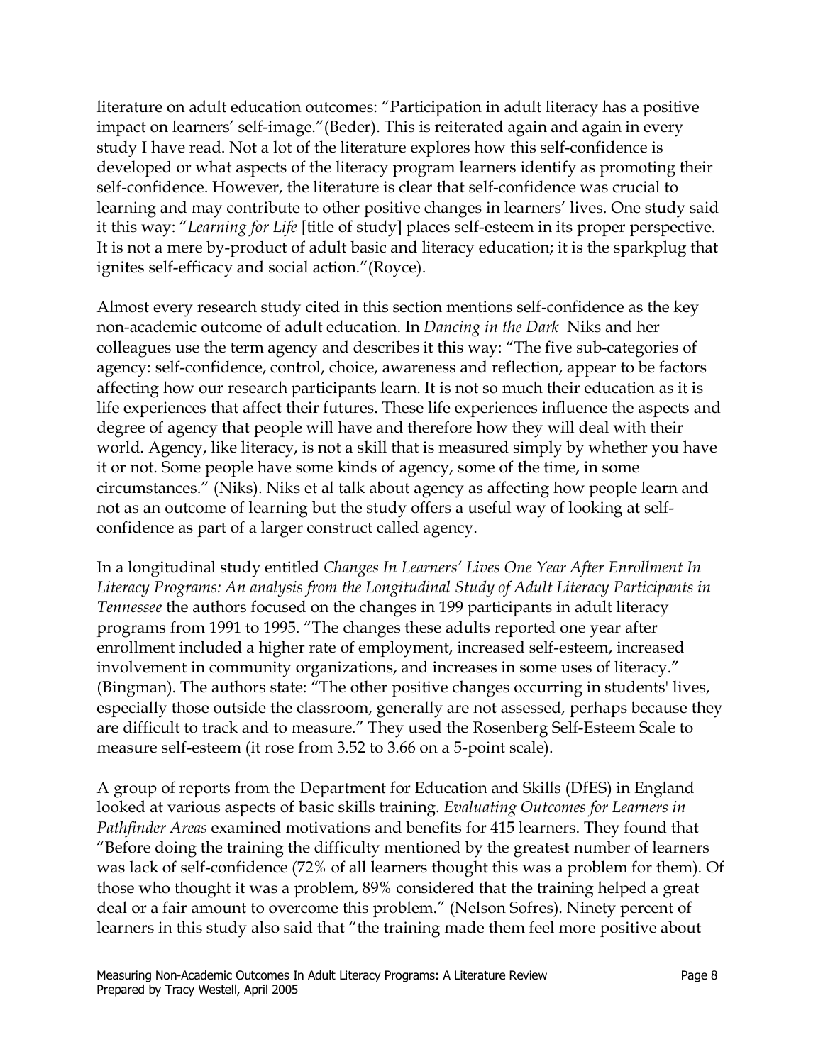literature on adult education outcomes: "Participation in adult literacy has a positive impact on learners' self-image."(Beder). This is reiterated again and again in every study I have read. Not a lot of the literature explores how this self-confidence is developed or what aspects of the literacy program learners identify as promoting their self-confidence. However, the literature is clear that self-confidence was crucial to learning and may contribute to other positive changes in learners' lives. One study said it this way: "*Learning for Life* [title of study] places self-esteem in its proper perspective. It is not a mere by-product of adult basic and literacy education; it is the sparkplug that ignites self-efficacy and social action."(Royce).

Almost every research study cited in this section mentions self-confidence as the key non-academic outcome of adult education. In *Dancing in the Dark* Niks and her colleagues use the term agency and describes it this way: "The five sub-categories of agency: self-confidence, control, choice, awareness and reflection, appear to be factors affecting how our research participants learn. It is not so much their education as it is life experiences that affect their futures. These life experiences influence the aspects and degree of agency that people will have and therefore how they will deal with their world. Agency, like literacy, is not a skill that is measured simply by whether you have it or not. Some people have some kinds of agency, some of the time, in some circumstances." (Niks). Niks et al talk about agency as affecting how people learn and not as an outcome of learning but the study offers a useful way of looking at self-confidence as part of a larger construct called agency.

In a longitudinal study entitled *Changes In Learners' Lives One Year After Enrollment In Literacy Programs: An analysis from the Longitudinal Study of Adult Literacy Participants in Tennessee* the authors focused on the changes in 199 participants in adult literacy programs from 1991 to 1995. "The changes these adults reported one year after enrollment included a higher rate of employment, increased self-esteem, increased involvement in community organizations, and increases in some uses of literacy." (Bingman). The authors state: "The other positive changes occurring in students' lives, especially those outside the classroom, generally are not assessed, perhaps because they are difficult to track and to measure." They used the Rosenberg Self-Esteem Scale to measure self-esteem (it rose from 3.52 to 3.66 on a 5-point scale).

A group of reports from the Department for Education and Skills (DfES) in England looked at various aspects of basic skills training. *Evaluating Outcomes for Learners in Pathfinder Areas* examined motivations and benefits for 415 learners. They found that "Before doing the training the difficulty mentioned by the greatest number of learners was lack of self-confidence (72% of all learners thought this was a problem for them). Of those who thought it was a problem, 89% considered that the training helped a great deal or a fair amount to overcome this problem." (Nelson Sofres). Ninety percent of learners in this study also said that "the training made them feel more positive about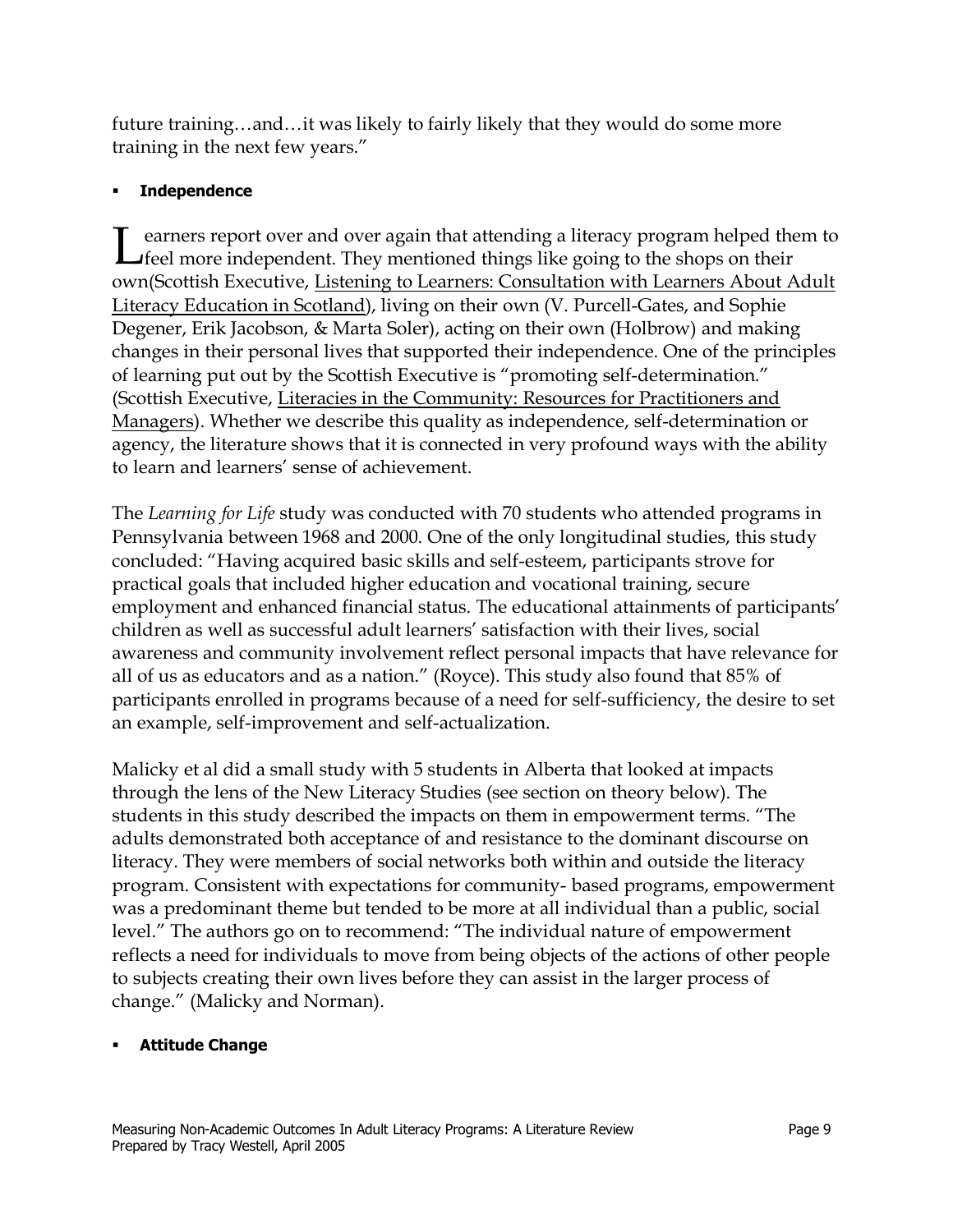future training…and…it was likely to fairly likely that they would do some more training in the next few years."

- **Independence**

Learners report over and over again that attending a literacy program helped them to feel more independent. They mentioned things like going to the shops on their own(Scottish Executive, Listening to Learners: Consultation with Learners About Adult Literacy Education in Scotland), living on their own (V. Purcell-Gates, and Sophie Degener, Erik Jacobson, & Marta Soler), acting on their own (Holbrow) and making changes in their personal lives that supported their independence. One of the principles of learning put out by the Scottish Executive is "promoting self-determination." (Scottish Executive, Literacies in the Community: Resources for Practitioners and Managers). Whether we describe this quality as independence, self-determination or agency, the literature shows that it is connected in very profound ways with the ability to learn and learners' sense of achievement.

The *Learning for Life* study was conducted with 70 students who attended programs in Pennsylvania between 1968 and 2000. One of the only longitudinal studies, this study concluded: "Having acquired basic skills and self-esteem, participants strove for practical goals that included higher education and vocational training, secure employment and enhanced financial status. The educational attainments of participants' children as well as successful adult learners' satisfaction with their lives, social awareness and community involvement reflect personal impacts that have relevance for all of us as educators and as a nation." (Royce). This study also found that 85% of participants enrolled in programs because of a need for self-sufficiency, the desire to set an example, self-improvement and self-actualization.

Malicky et al did a small study with 5 students in Alberta that looked at impacts through the lens of the New Literacy Studies (see section on theory below). The students in this study described the impacts on them in empowerment terms. "The adults demonstrated both acceptance of and resistance to the dominant discourse on literacy. They were members of social networks both within and outside the literacy program. Consistent with expectations for community- based programs, empowerment was a predominant theme but tended to be more at all individual than a public, social level." The authors go on to recommend: "The individual nature of empowerment reflects a need for individuals to move from being objects of the actions of other people to subjects creating their own lives before they can assist in the larger process of change." (Malicky and Norman).

- **Attitude Change**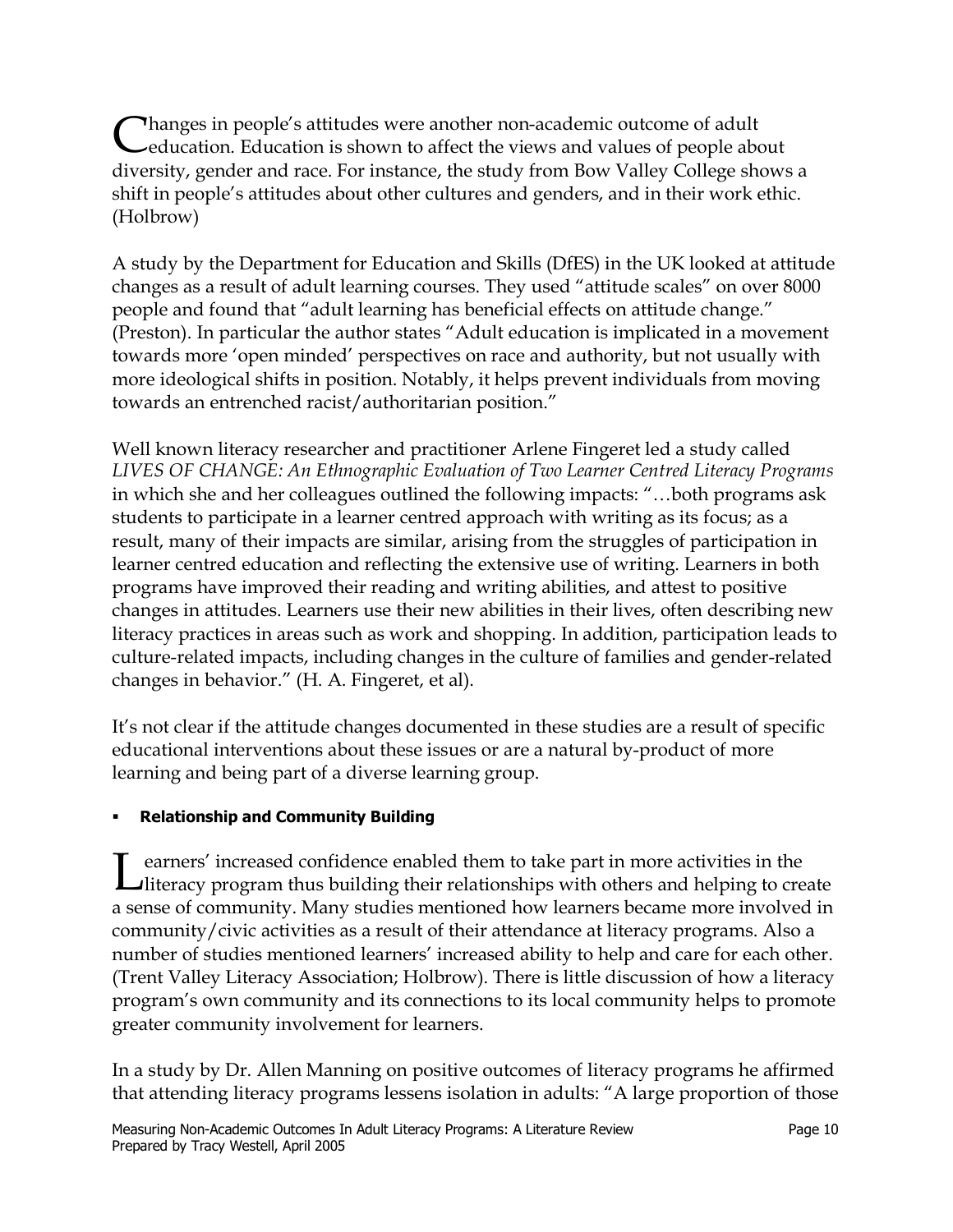Changes in people's attitudes were another non-academic outcome of adult education. Education is shown to affect the views and values of people about diversity, gender and race. For instance, the study from Bow Valley College shows a shift in people's attitudes about other cultures and genders, and in their work ethic. (Holbrow)

A study by the Department for Education and Skills (DfES) in the UK looked at attitude changes as a result of adult learning courses. They used "attitude scales" on over 8000 people and found that "adult learning has beneficial effects on attitude change." (Preston). In particular the author states "Adult education is implicated in a movement towards more 'open minded' perspectives on race and authority, but not usually with more ideological shifts in position. Notably, it helps prevent individuals from moving towards an entrenched racist/authoritarian position."

Well known literacy researcher and practitioner Arlene Fingeret led a study called *LIVES OF CHANGE: An Ethnographic Evaluation of Two Learner Centred Literacy Programs* in which she and her colleagues outlined the following impacts: "…both programs ask students to participate in a learner centred approach with writing as its focus; as a result, many of their impacts are similar, arising from the struggles of participation in learner centred education and reflecting the extensive use of writing. Learners in both programs have improved their reading and writing abilities, and attest to positive changes in attitudes. Learners use their new abilities in their lives, often describing new literacy practices in areas such as work and shopping. In addition, participation leads to culture-related impacts, including changes in the culture of families and gender-related changes in behavior." (H. A. Fingeret, et al).

It's not clear if the attitude changes documented in these studies are a result of specific educational interventions about these issues or are a natural by-product of more learning and being part of a diverse learning group.

- **Relationship and Community Building**

Learners' increased confidence enabled them to take part in more activities in the literacy program thus building their relationships with others and helping to create a sense of community. Many studies mentioned how learners became more involved in community/civic activities as a result of their attendance at literacy programs. Also a number of studies mentioned learners' increased ability to help and care for each other. (Trent Valley Literacy Association; Holbrow). There is little discussion of how a literacy program's own community and its connections to its local community helps to promote greater community involvement for learners.

In a study by Dr. Allen Manning on positive outcomes of literacy programs he affirmed that attending literacy programs lessens isolation in adults: "A large proportion of those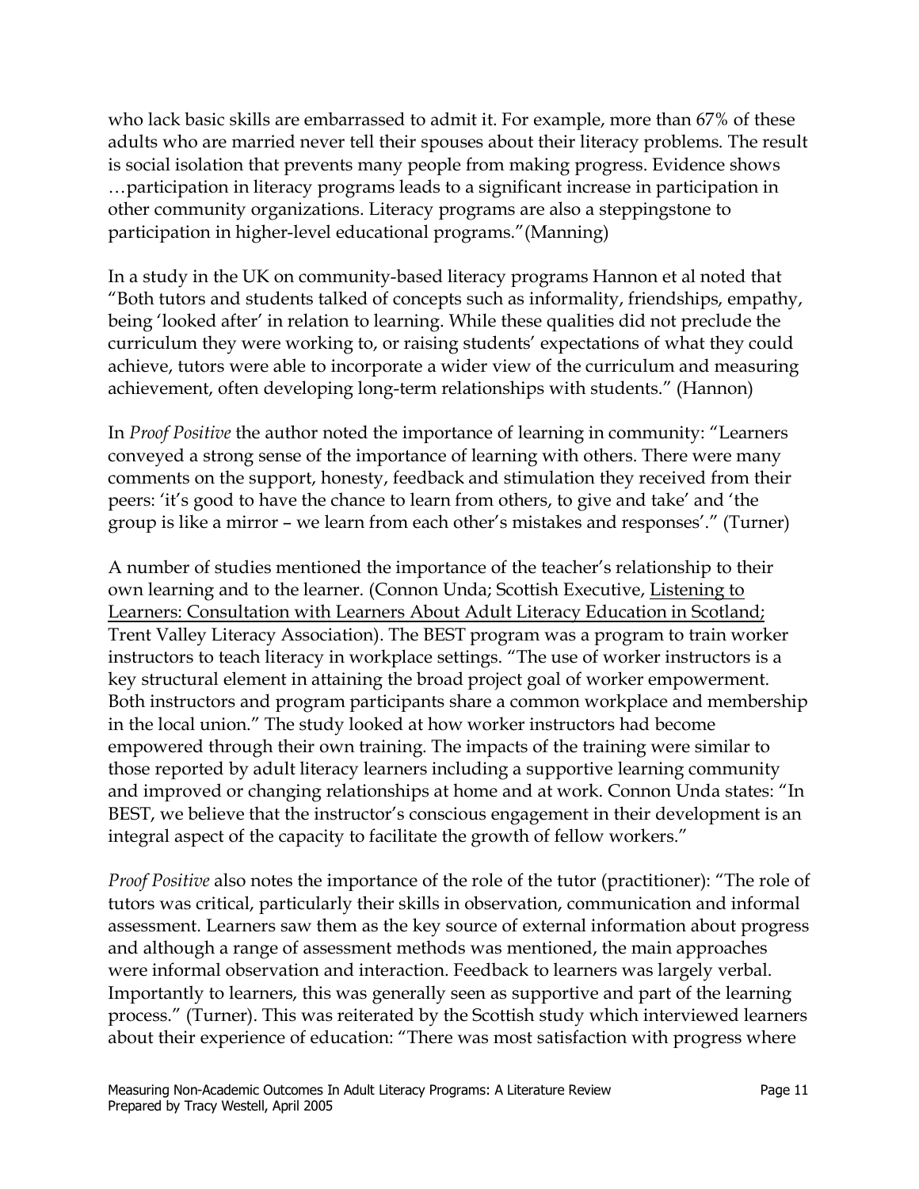who lack basic skills are embarrassed to admit it. For example, more than 67% of these adults who are married never tell their spouses about their literacy problems. The result is social isolation that prevents many people from making progress. Evidence shows …participation in literacy programs leads to a significant increase in participation in other community organizations. Literacy programs are also a steppingstone to participation in higher-level educational programs."(Manning)

In a study in the UK on community-based literacy programs Hannon et al noted that "Both tutors and students talked of concepts such as informality, friendships, empathy, being 'looked after' in relation to learning. While these qualities did not preclude the curriculum they were working to, or raising students' expectations of what they could achieve, tutors were able to incorporate a wider view of the curriculum and measuring achievement, often developing long-term relationships with students." (Hannon)

In *Proof Positive* the author noted the importance of learning in community: "Learners conveyed a strong sense of the importance of learning with others. There were many comments on the support, honesty, feedback and stimulation they received from their peers: 'it's good to have the chance to learn from others, to give and take' and 'the group is like a mirror – we learn from each other's mistakes and responses'." (Turner)

A number of studies mentioned the importance of the teacher's relationship to their own learning and to the learner. (Connon Unda; Scottish Executive, Listening to Learners: Consultation with Learners About Adult Literacy Education in Scotland; Trent Valley Literacy Association). The BEST program was a program to train worker instructors to teach literacy in workplace settings. "The use of worker instructors is a key structural element in attaining the broad project goal of worker empowerment. Both instructors and program participants share a common workplace and membership in the local union." The study looked at how worker instructors had become empowered through their own training. The impacts of the training were similar to those reported by adult literacy learners including a supportive learning community and improved or changing relationships at home and at work. Connon Unda states: "In BEST, we believe that the instructor's conscious engagement in their development is an integral aspect of the capacity to facilitate the growth of fellow workers."

*Proof Positive* also notes the importance of the role of the tutor (practitioner): "The role of tutors was critical, particularly their skills in observation, communication and informal assessment. Learners saw them as the key source of external information about progress and although a range of assessment methods was mentioned, the main approaches were informal observation and interaction. Feedback to learners was largely verbal. Importantly to learners, this was generally seen as supportive and part of the learning process." (Turner). This was reiterated by the Scottish study which interviewed learners about their experience of education: "There was most satisfaction with progress where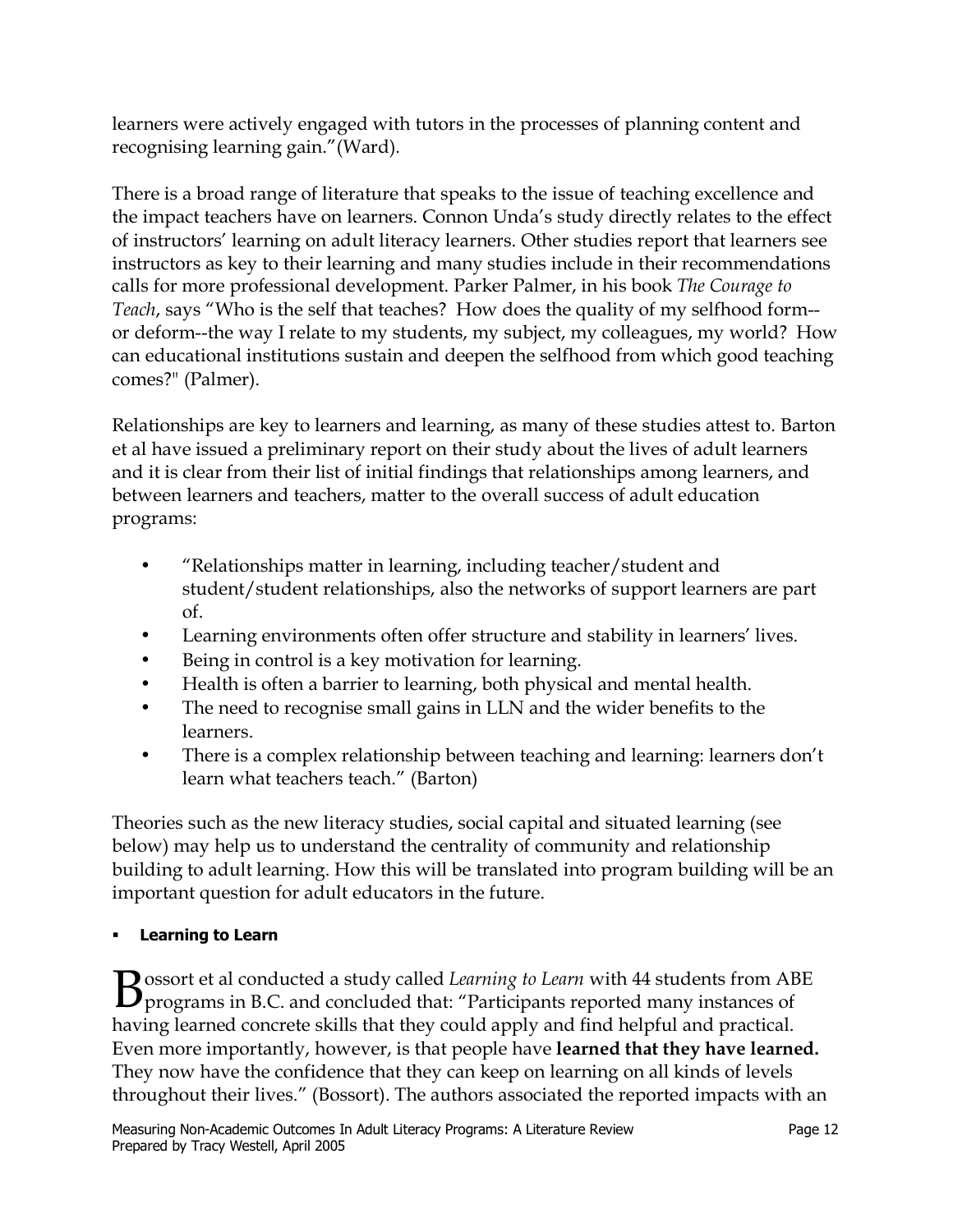learners were actively engaged with tutors in the processes of planning content and recognising learning gain."(Ward).

There is a broad range of literature that speaks to the issue of teaching excellence and the impact teachers have on learners. Connon Unda's study directly relates to the effect of instructors' learning on adult literacy learners. Other studies report that learners see instructors as key to their learning and many studies include in their recommendations calls for more professional development. Parker Palmer, in his book *The Courage to Teach*, says "Who is the self that teaches? How does the quality of my selfhood form--or deform--the way I relate to my students, my subject, my colleagues, my world? How can educational institutions sustain and deepen the selfhood from which good teaching comes?" (Palmer).

Relationships are key to learners and learning, as many of these studies attest to. Barton et al have issued a preliminary report on their study about the lives of adult learners and it is clear from their list of initial findings that relationships among learners, and between learners and teachers, matter to the overall success of adult education programs:

- "Relationships matter in learning, including teacher/student and student/student relationships, also the networks of support learners are part of.
- Learning environments often offer structure and stability in learners' lives.
- Being in control is a key motivation for learning.
- Health is often a barrier to learning, both physical and mental health.
- The need to recognise small gains in LLN and the wider benefits to the learners.
- There is a complex relationship between teaching and learning: learners don't learn what teachers teach." (Barton)

Theories such as the new literacy studies, social capital and situated learning (see below) may help us to understand the centrality of community and relationship building to adult learning. How this will be translated into program building will be an important question for adult educators in the future.

- **Learning to Learn**

Bossort et al conducted a study called *Learning to Learn* with 44 students from ABE programs in B.C. and concluded that: "Participants reported many instances of having learned concrete skills that they could apply and find helpful and practical. Even more importantly, however, is that people have **learned that they have learned.** They now have the confidence that they can keep on learning on all kinds of levels throughout their lives." (Bossort). The authors associated the reported impacts with an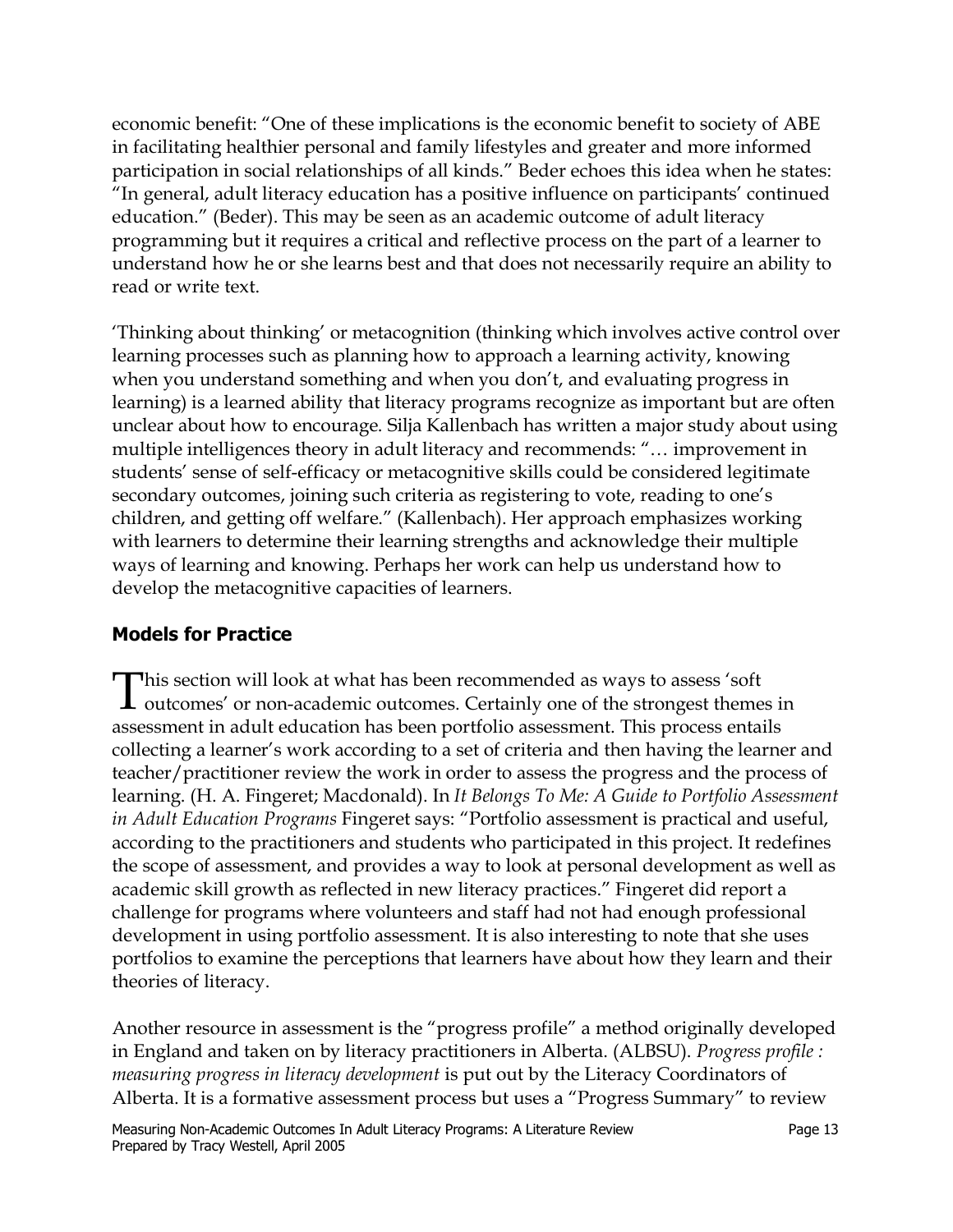economic benefit: "One of these implications is the economic benefit to society of ABE in facilitating healthier personal and family lifestyles and greater and more informed participation in social relationships of all kinds." Beder echoes this idea when he states: "In general, adult literacy education has a positive influence on participants' continued education." (Beder). This may be seen as an academic outcome of adult literacy programming but it requires a critical and reflective process on the part of a learner to understand how he or she learns best and that does not necessarily require an ability to read or write text.

'Thinking about thinking' or metacognition (thinking which involves active control over learning processes such as planning how to approach a learning activity, knowing when you understand something and when you don't, and evaluating progress in learning) is a learned ability that literacy programs recognize as important but are often unclear about how to encourage. Silja Kallenbach has written a major study about using multiple intelligences theory in adult literacy and recommends: "… improvement in students' sense of self-efficacy or metacognitive skills could be considered legitimate secondary outcomes, joining such criteria as registering to vote, reading to one's children, and getting off welfare." (Kallenbach). Her approach emphasizes working with learners to determine their learning strengths and acknowledge their multiple ways of learning and knowing. Perhaps her work can help us understand how to develop the metacognitive capacities of learners.

## Models for Practice

This section will look at what has been recommended as ways to assess 'soft outcomes' or non-academic outcomes. Certainly one of the strongest themes in assessment in adult education has been portfolio assessment. This process entails collecting a learner's work according to a set of criteria and then having the learner and teacher/practitioner review the work in order to assess the progress and the process of learning. (H. A. Fingeret; Macdonald). In *It Belongs To Me: A Guide to Portfolio Assessment in Adult Education Programs* Fingeret says: "Portfolio assessment is practical and useful, according to the practitioners and students who participated in this project. It redefines the scope of assessment, and provides a way to look at personal development as well as academic skill growth as reflected in new literacy practices." Fingeret did report a challenge for programs where volunteers and staff had not had enough professional development in using portfolio assessment. It is also interesting to note that she uses portfolios to examine the perceptions that learners have about how they learn and their theories of literacy.

Another resource in assessment is the "progress profile" a method originally developed in England and taken on by literacy practitioners in Alberta. (ALBSU). *Progress profile : measuring progress in literacy development* is put out by the Literacy Coordinators of Alberta. It is a formative assessment process but uses a "Progress Summary" to review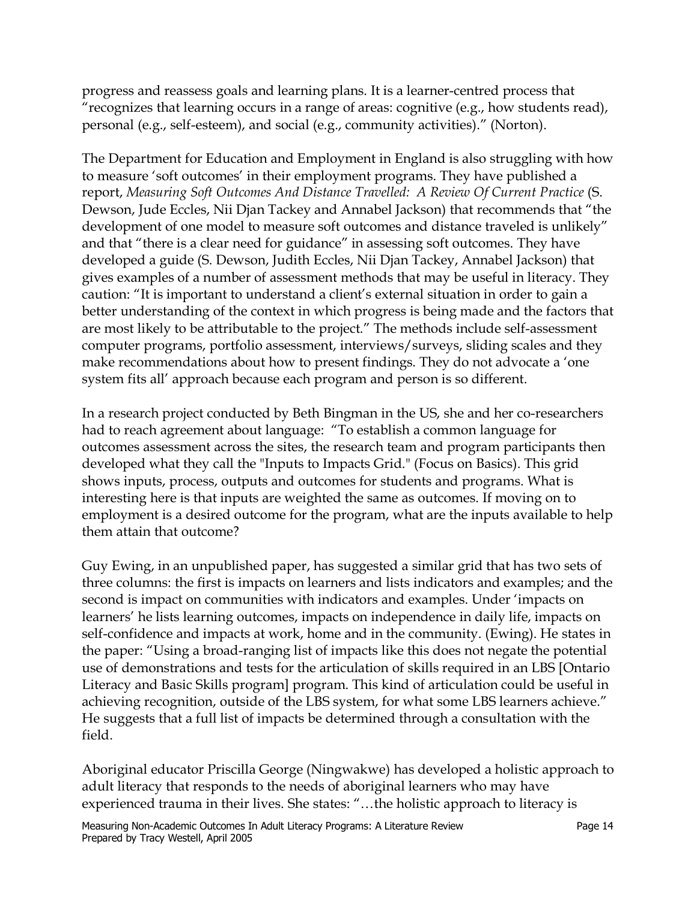progress and reassess goals and learning plans. It is a learner-centred process that "recognizes that learning occurs in a range of areas: cognitive (e.g., how students read), personal (e.g., self-esteem), and social (e.g., community activities)." (Norton).

The Department for Education and Employment in England is also struggling with how to measure 'soft outcomes' in their employment programs. They have published a report, *Measuring Soft Outcomes And Distance Travelled: A Review Of Current Practice* (S. Dewson, Jude Eccles, Nii Djan Tackey and Annabel Jackson) that recommends that "the development of one model to measure soft outcomes and distance traveled is unlikely" and that "there is a clear need for guidance" in assessing soft outcomes. They have developed a guide (S. Dewson, Judith Eccles, Nii Djan Tackey, Annabel Jackson) that gives examples of a number of assessment methods that may be useful in literacy. They caution: "It is important to understand a client's external situation in order to gain a better understanding of the context in which progress is being made and the factors that are most likely to be attributable to the project." The methods include self-assessment computer programs, portfolio assessment, interviews/surveys, sliding scales and they make recommendations about how to present findings. They do not advocate a 'one system fits all' approach because each program and person is so different.

In a research project conducted by Beth Bingman in the US, she and her co-researchers had to reach agreement about language: "To establish a common language for outcomes assessment across the sites, the research team and program participants then developed what they call the "Inputs to Impacts Grid." (Focus on Basics). This grid shows inputs, process, outputs and outcomes for students and programs. What is interesting here is that inputs are weighted the same as outcomes. If moving on to employment is a desired outcome for the program, what are the inputs available to help them attain that outcome?

Guy Ewing, in an unpublished paper, has suggested a similar grid that has two sets of three columns: the first is impacts on learners and lists indicators and examples; and the second is impact on communities with indicators and examples. Under 'impacts on learners' he lists learning outcomes, impacts on independence in daily life, impacts on self-confidence and impacts at work, home and in the community. (Ewing). He states in the paper: "Using a broad-ranging list of impacts like this does not negate the potential use of demonstrations and tests for the articulation of skills required in an LBS [Ontario Literacy and Basic Skills program] program. This kind of articulation could be useful in achieving recognition, outside of the LBS system, for what some LBS learners achieve." He suggests that a full list of impacts be determined through a consultation with the field.

Aboriginal educator Priscilla George (Ningwakwe) has developed a holistic approach to adult literacy that responds to the needs of aboriginal learners who may have experienced trauma in their lives. She states: "…the holistic approach to literacy is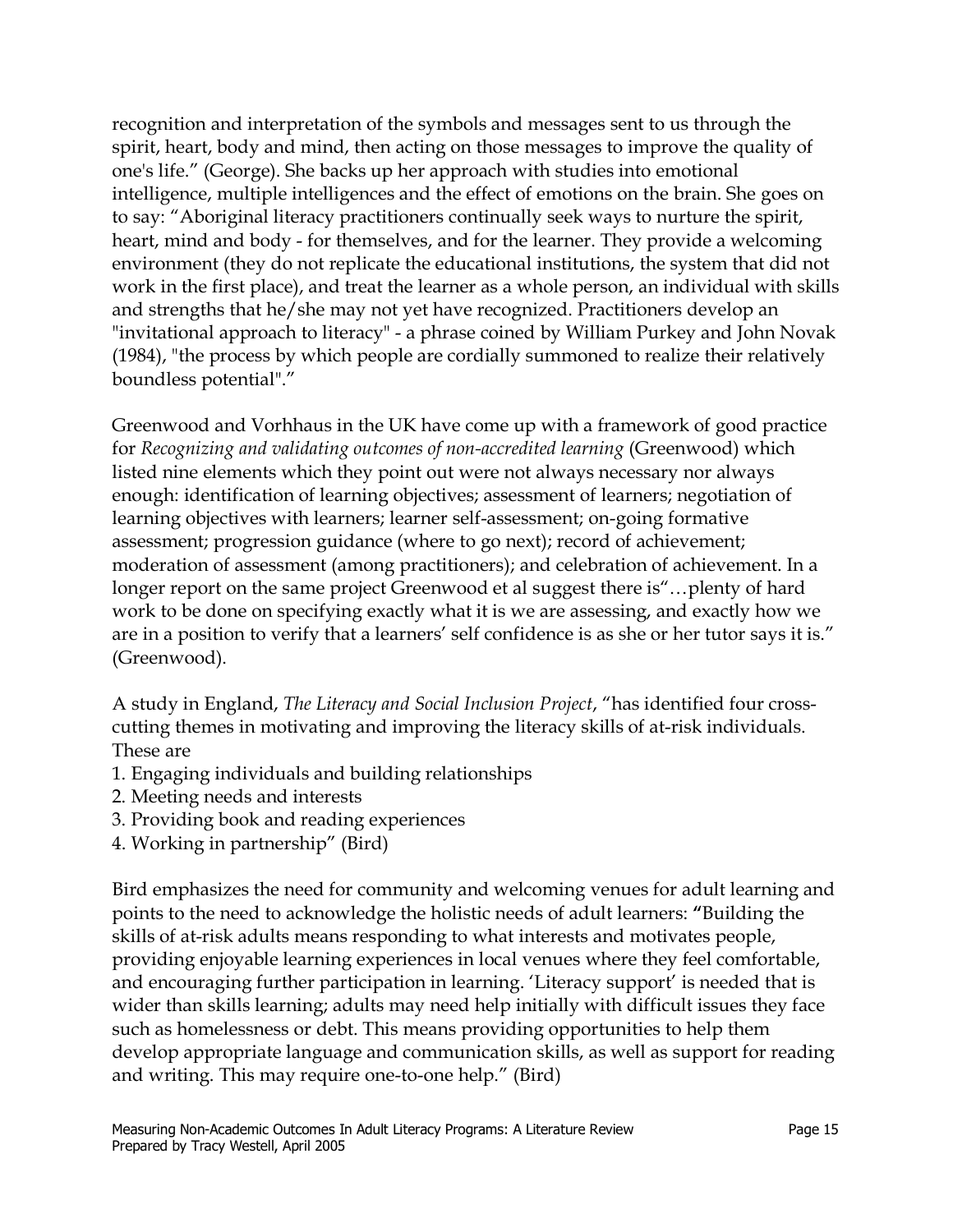recognition and interpretation of the symbols and messages sent to us through the spirit, heart, body and mind, then acting on those messages to improve the quality of one's life." (George). She backs up her approach with studies into emotional intelligence, multiple intelligences and the effect of emotions on the brain. She goes on to say: "Aboriginal literacy practitioners continually seek ways to nurture the spirit, heart, mind and body - for themselves, and for the learner. They provide a welcoming environment (they do not replicate the educational institutions, the system that did not work in the first place), and treat the learner as a whole person, an individual with skills and strengths that he/she may not yet have recognized. Practitioners develop an "invitational approach to literacy" - a phrase coined by William Purkey and John Novak (1984), "the process by which people are cordially summoned to realize their relatively boundless potential"."

Greenwood and Vorhhaus in the UK have come up with a framework of good practice for *Recognizing and validating outcomes of non-accredited learning* (Greenwood) which listed nine elements which they point out were not always necessary nor always enough: identification of learning objectives; assessment of learners; negotiation of learning objectives with learners; learner self-assessment; on-going formative assessment; progression guidance (where to go next); record of achievement; moderation of assessment (among practitioners); and celebration of achievement. In a longer report on the same project Greenwood et al suggest there is"…plenty of hard work to be done on specifying exactly what it is we are assessing, and exactly how we are in a position to verify that a learners' self confidence is as she or her tutor says it is." (Greenwood).

A study in England, *The Literacy and Social Inclusion Project*, "has identified four cross-cutting themes in motivating and improving the literacy skills of at-risk individuals. These are

1. Engaging individuals and building relationships
2. Meeting needs and interests
3. Providing book and reading experiences
4. Working in partnership" (Bird)

Bird emphasizes the need for community and welcoming venues for adult learning and points to the need to acknowledge the holistic needs of adult learners: **"**Building the skills of at-risk adults means responding to what interests and motivates people, providing enjoyable learning experiences in local venues where they feel comfortable, and encouraging further participation in learning. 'Literacy support' is needed that is wider than skills learning; adults may need help initially with difficult issues they face such as homelessness or debt. This means providing opportunities to help them develop appropriate language and communication skills, as well as support for reading and writing. This may require one-to-one help." (Bird)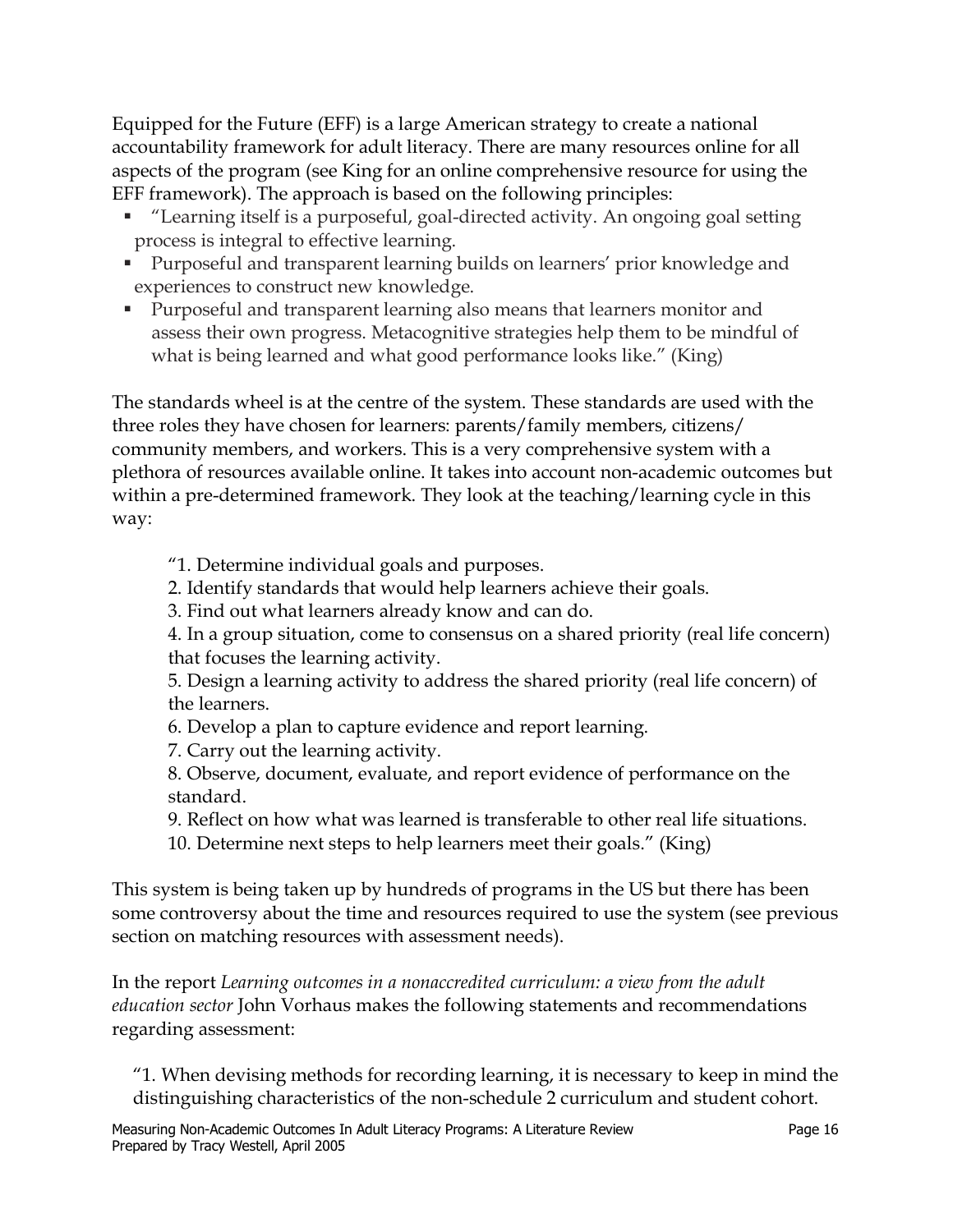Equipped for the Future (EFF) is a large American strategy to create a national accountability framework for adult literacy. There are many resources online for all aspects of the program (see King for an online comprehensive resource for using the EFF framework). The approach is based on the following principles:

- "Learning itself is a purposeful, goal-directed activity. An ongoing goal setting process is integral to effective learning.
- Purposeful and transparent learning builds on learners' prior knowledge and experiences to construct new knowledge.
- Purposeful and transparent learning also means that learners monitor and assess their own progress. Metacognitive strategies help them to be mindful of what is being learned and what good performance looks like." (King)

The standards wheel is at the centre of the system. These standards are used with the three roles they have chosen for learners: parents/family members, citizens/ community members, and workers. This is a very comprehensive system with a plethora of resources available online. It takes into account non-academic outcomes but within a pre-determined framework. They look at the teaching/learning cycle in this way:

> "1. Determine individual goals and purposes.
> 2. Identify standards that would help learners achieve their goals.
> 3. Find out what learners already know and can do.
> 4. In a group situation, come to consensus on a shared priority (real life concern) that focuses the learning activity.
> 5. Design a learning activity to address the shared priority (real life concern) of the learners.
> 6. Develop a plan to capture evidence and report learning.
> 7. Carry out the learning activity.
> 8. Observe, document, evaluate, and report evidence of performance on the standard.
> 9. Reflect on how what was learned is transferable to other real life situations.
> 10. Determine next steps to help learners meet their goals." (King)

This system is being taken up by hundreds of programs in the US but there has been some controversy about the time and resources required to use the system (see previous section on matching resources with assessment needs).

In the report *Learning outcomes in a nonaccredited curriculum: a view from the adult education sector* John Vorhaus makes the following statements and recommendations regarding assessment:

> "1. When devising methods for recording learning, it is necessary to keep in mind the distinguishing characteristics of the non-schedule 2 curriculum and student cohort.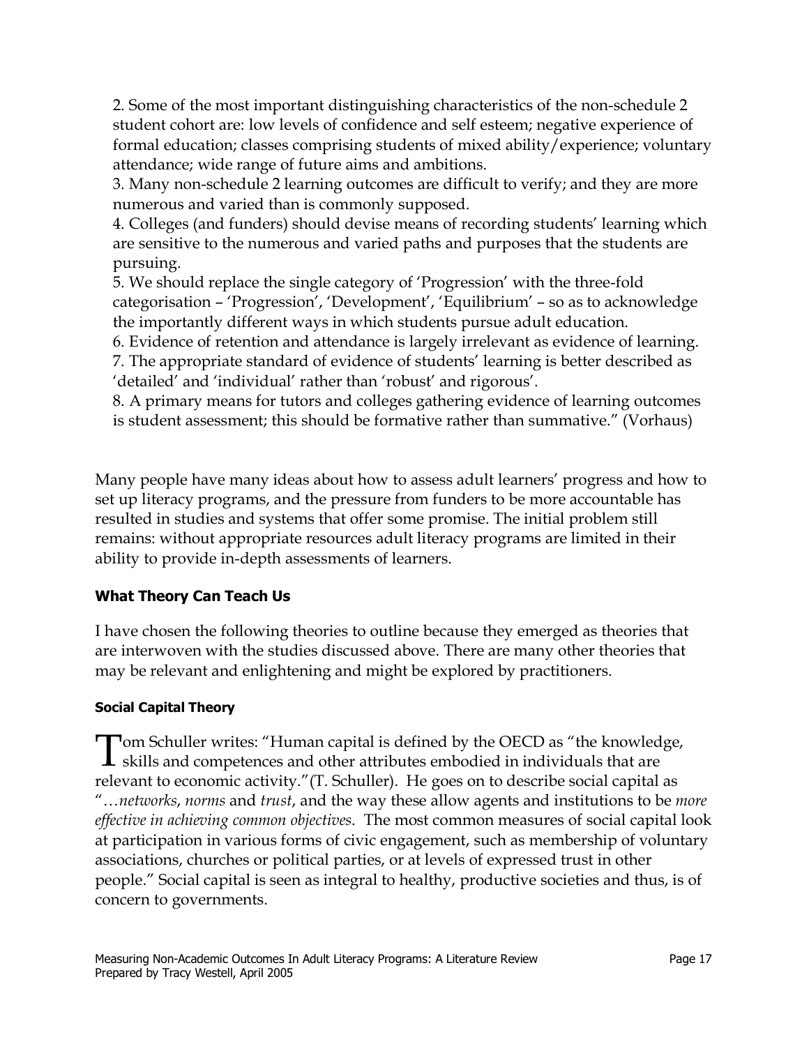2. Some of the most important distinguishing characteristics of the non-schedule 2 student cohort are: low levels of confidence and self esteem; negative experience of formal education; classes comprising students of mixed ability/experience; voluntary attendance; wide range of future aims and ambitions.

3. Many non-schedule 2 learning outcomes are difficult to verify; and they are more numerous and varied than is commonly supposed.

4. Colleges (and funders) should devise means of recording students' learning which are sensitive to the numerous and varied paths and purposes that the students are pursuing.

5. We should replace the single category of 'Progression' with the three-fold categorisation – 'Progression', 'Development', 'Equilibrium' – so as to acknowledge the importantly different ways in which students pursue adult education.

6. Evidence of retention and attendance is largely irrelevant as evidence of learning.

7. The appropriate standard of evidence of students' learning is better described as 'detailed' and 'individual' rather than 'robust' and rigorous'.

8. A primary means for tutors and colleges gathering evidence of learning outcomes is student assessment; this should be formative rather than summative." (Vorhaus)

Many people have many ideas about how to assess adult learners' progress and how to set up literacy programs, and the pressure from funders to be more accountable has resulted in studies and systems that offer some promise. The initial problem still remains: without appropriate resources adult literacy programs are limited in their ability to provide in-depth assessments of learners.

## What Theory Can Teach Us

I have chosen the following theories to outline because they emerged as theories that are interwoven with the studies discussed above. There are many other theories that may be relevant and enlightening and might be explored by practitioners.

### Social Capital Theory

Tom Schuller writes: "Human capital is defined by the OECD as "the knowledge, skills and competences and other attributes embodied in individuals that are relevant to economic activity."(T. Schuller). He goes on to describe social capital as "…*networks*, *norms* and *trust*, and the way these allow agents and institutions to be *more effective in achieving common objectives*. The most common measures of social capital look at participation in various forms of civic engagement, such as membership of voluntary associations, churches or political parties, or at levels of expressed trust in other people." Social capital is seen as integral to healthy, productive societies and thus, is of concern to governments.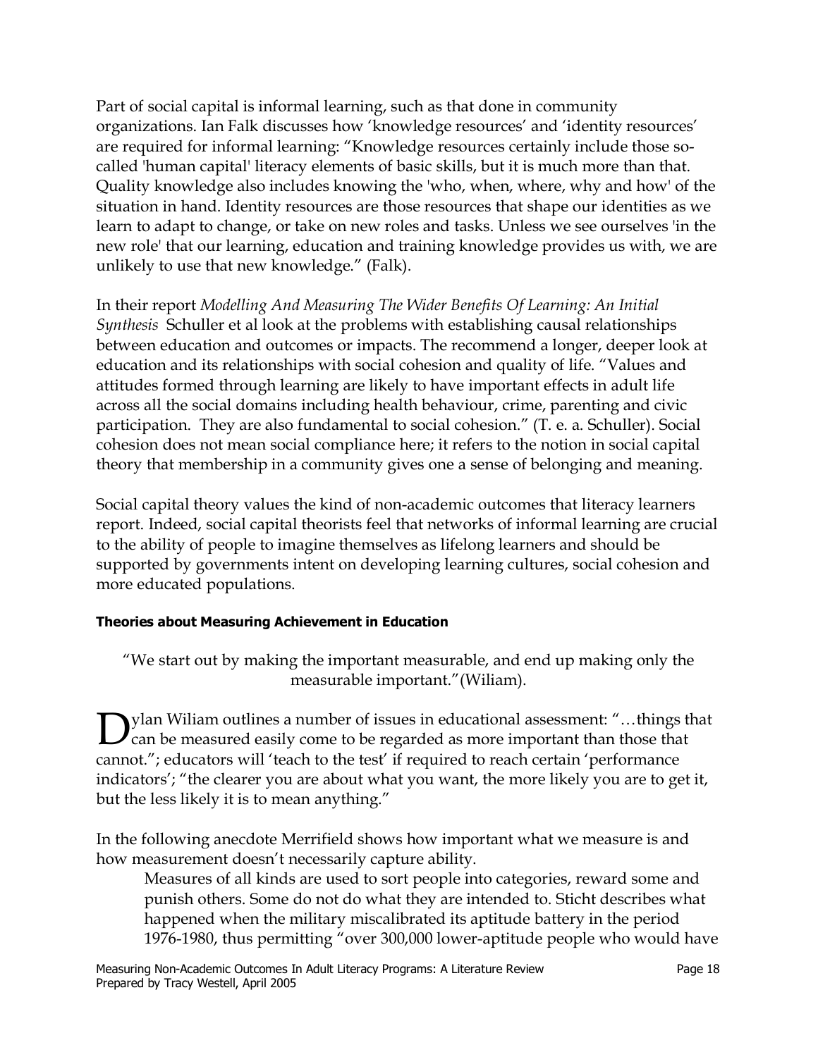Part of social capital is informal learning, such as that done in community organizations. Ian Falk discusses how 'knowledge resources' and 'identity resources' are required for informal learning: "Knowledge resources certainly include those so-called 'human capital' literacy elements of basic skills, but it is much more than that. Quality knowledge also includes knowing the 'who, when, where, why and how' of the situation in hand. Identity resources are those resources that shape our identities as we learn to adapt to change, or take on new roles and tasks. Unless we see ourselves 'in the new role' that our learning, education and training knowledge provides us with, we are unlikely to use that new knowledge." (Falk).

In their report *Modelling And Measuring The Wider Benefits Of Learning: An Initial Synthesis* Schuller et al look at the problems with establishing causal relationships between education and outcomes or impacts. The recommend a longer, deeper look at education and its relationships with social cohesion and quality of life. "Values and attitudes formed through learning are likely to have important effects in adult life across all the social domains including health behaviour, crime, parenting and civic participation. They are also fundamental to social cohesion." (T. e. a. Schuller). Social cohesion does not mean social compliance here; it refers to the notion in social capital theory that membership in a community gives one a sense of belonging and meaning.

Social capital theory values the kind of non-academic outcomes that literacy learners report. Indeed, social capital theorists feel that networks of informal learning are crucial to the ability of people to imagine themselves as lifelong learners and should be supported by governments intent on developing learning cultures, social cohesion and more educated populations.

#### Theories about Measuring Achievement in Education

"We start out by making the important measurable, and end up making only the measurable important."(Wiliam).

Dylan Wiliam outlines a number of issues in educational assessment: "…things that can be measured easily come to be regarded as more important than those that cannot."; educators will 'teach to the test' if required to reach certain 'performance indicators'; "the clearer you are about what you want, the more likely you are to get it, but the less likely it is to mean anything."

In the following anecdote Merrifield shows how important what we measure is and how measurement doesn't necessarily capture ability.

> Measures of all kinds are used to sort people into categories, reward some and punish others. Some do not do what they are intended to. Sticht describes what happened when the military miscalibrated its aptitude battery in the period 1976-1980, thus permitting "over 300,000 lower-aptitude people who would have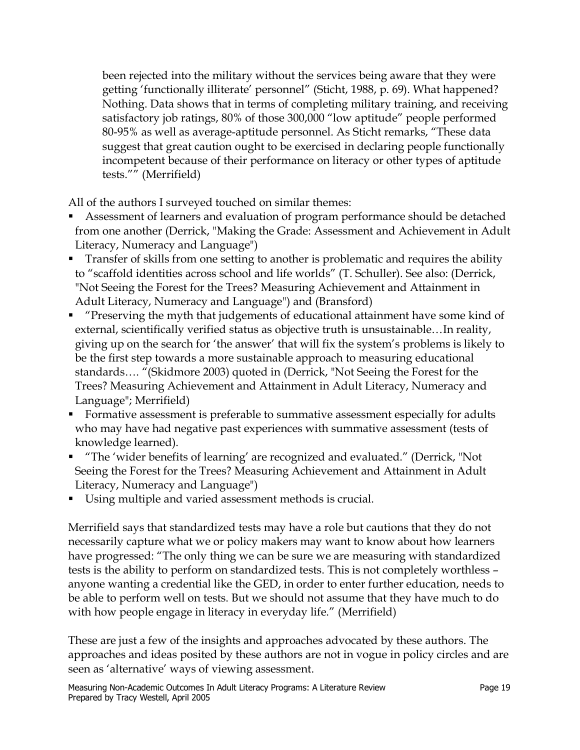been rejected into the military without the services being aware that they were getting 'functionally illiterate' personnel" (Sticht, 1988, p. 69). What happened? Nothing. Data shows that in terms of completing military training, and receiving satisfactory job ratings, 80% of those 300,000 "low aptitude" people performed 80-95% as well as average-aptitude personnel. As Sticht remarks, "These data suggest that great caution ought to be exercised in declaring people functionally incompetent because of their performance on literacy or other types of aptitude tests."" (Merrifield)

All of the authors I surveyed touched on similar themes:

- Assessment of learners and evaluation of program performance should be detached from one another (Derrick, "Making the Grade: Assessment and Achievement in Adult Literacy, Numeracy and Language")
- Transfer of skills from one setting to another is problematic and requires the ability to "scaffold identities across school and life worlds" (T. Schuller). See also: (Derrick, "Not Seeing the Forest for the Trees? Measuring Achievement and Attainment in Adult Literacy, Numeracy and Language") and (Bransford)
- "Preserving the myth that judgements of educational attainment have some kind of external, scientifically verified status as objective truth is unsustainable…In reality, giving up on the search for 'the answer' that will fix the system's problems is likely to be the first step towards a more sustainable approach to measuring educational standards…. "(Skidmore 2003) quoted in (Derrick, "Not Seeing the Forest for the Trees? Measuring Achievement and Attainment in Adult Literacy, Numeracy and Language"; Merrifield)
- Formative assessment is preferable to summative assessment especially for adults who may have had negative past experiences with summative assessment (tests of knowledge learned).
- "The 'wider benefits of learning' are recognized and evaluated." (Derrick, "Not Seeing the Forest for the Trees? Measuring Achievement and Attainment in Adult Literacy, Numeracy and Language")
- Using multiple and varied assessment methods is crucial.

Merrifield says that standardized tests may have a role but cautions that they do not necessarily capture what we or policy makers may want to know about how learners have progressed: "The only thing we can be sure we are measuring with standardized tests is the ability to perform on standardized tests. This is not completely worthless – anyone wanting a credential like the GED, in order to enter further education, needs to be able to perform well on tests. But we should not assume that they have much to do with how people engage in literacy in everyday life." (Merrifield)

These are just a few of the insights and approaches advocated by these authors. The approaches and ideas posited by these authors are not in vogue in policy circles and are seen as 'alternative' ways of viewing assessment.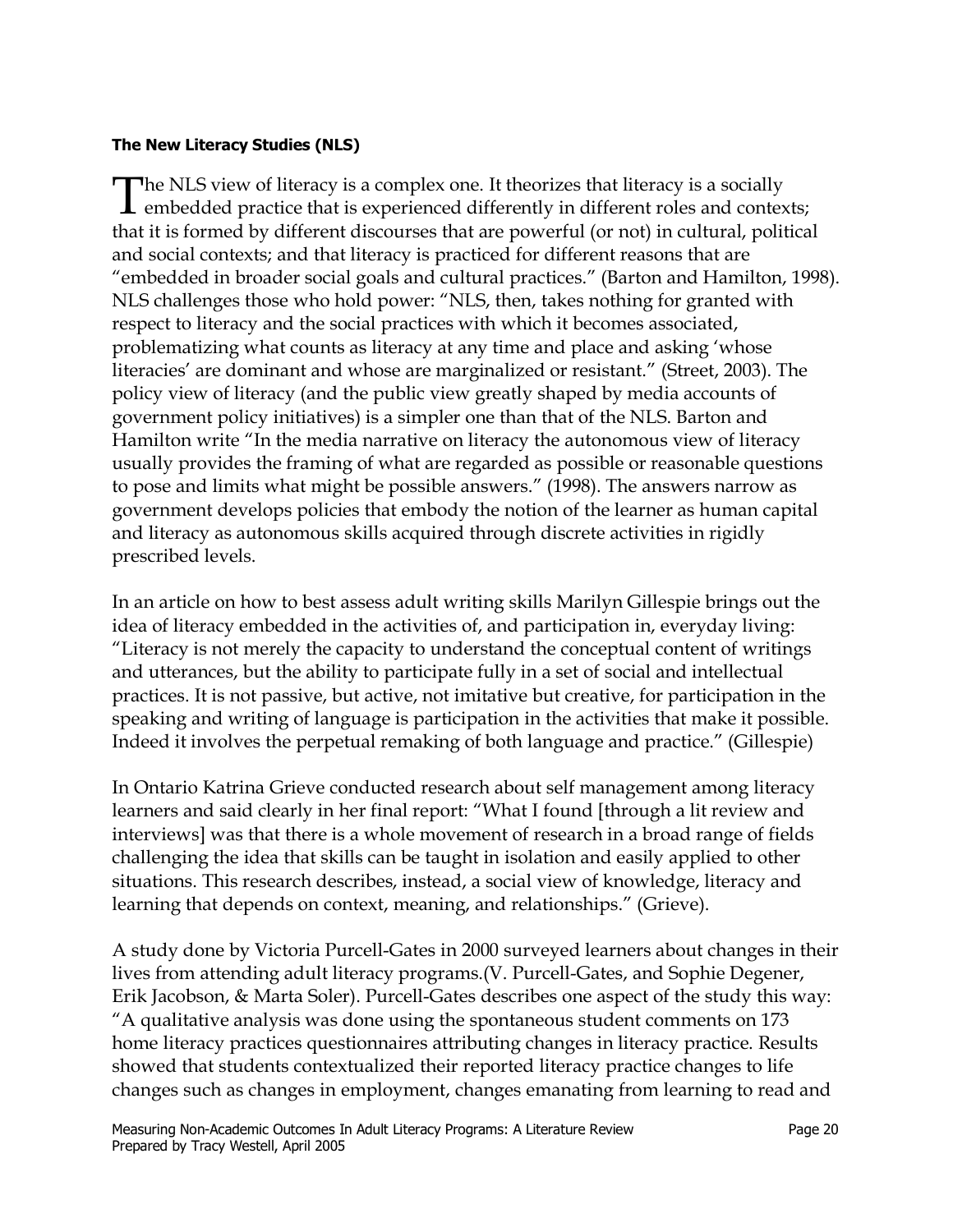**The New Literacy Studies (NLS)**

The NLS view of literacy is a complex one. It theorizes that literacy is a socially embedded practice that is experienced differently in different roles and contexts; that it is formed by different discourses that are powerful (or not) in cultural, political and social contexts; and that literacy is practiced for different reasons that are "embedded in broader social goals and cultural practices." (Barton and Hamilton, 1998). NLS challenges those who hold power: "NLS, then, takes nothing for granted with respect to literacy and the social practices with which it becomes associated, problematizing what counts as literacy at any time and place and asking 'whose literacies' are dominant and whose are marginalized or resistant." (Street, 2003). The policy view of literacy (and the public view greatly shaped by media accounts of government policy initiatives) is a simpler one than that of the NLS. Barton and Hamilton write "In the media narrative on literacy the autonomous view of literacy usually provides the framing of what are regarded as possible or reasonable questions to pose and limits what might be possible answers." (1998). The answers narrow as government develops policies that embody the notion of the learner as human capital and literacy as autonomous skills acquired through discrete activities in rigidly prescribed levels.

In an article on how to best assess adult writing skills Marilyn Gillespie brings out the idea of literacy embedded in the activities of, and participation in, everyday living: "Literacy is not merely the capacity to understand the conceptual content of writings and utterances, but the ability to participate fully in a set of social and intellectual practices. It is not passive, but active, not imitative but creative, for participation in the speaking and writing of language is participation in the activities that make it possible. Indeed it involves the perpetual remaking of both language and practice." (Gillespie)

In Ontario Katrina Grieve conducted research about self management among literacy learners and said clearly in her final report: "What I found [through a lit review and interviews] was that there is a whole movement of research in a broad range of fields challenging the idea that skills can be taught in isolation and easily applied to other situations. This research describes, instead, a social view of knowledge, literacy and learning that depends on context, meaning, and relationships." (Grieve).

A study done by Victoria Purcell-Gates in 2000 surveyed learners about changes in their lives from attending adult literacy programs.(V. Purcell-Gates, and Sophie Degener, Erik Jacobson, & Marta Soler). Purcell-Gates describes one aspect of the study this way: "A qualitative analysis was done using the spontaneous student comments on 173 home literacy practices questionnaires attributing changes in literacy practice. Results showed that students contextualized their reported literacy practice changes to life changes such as changes in employment, changes emanating from learning to read and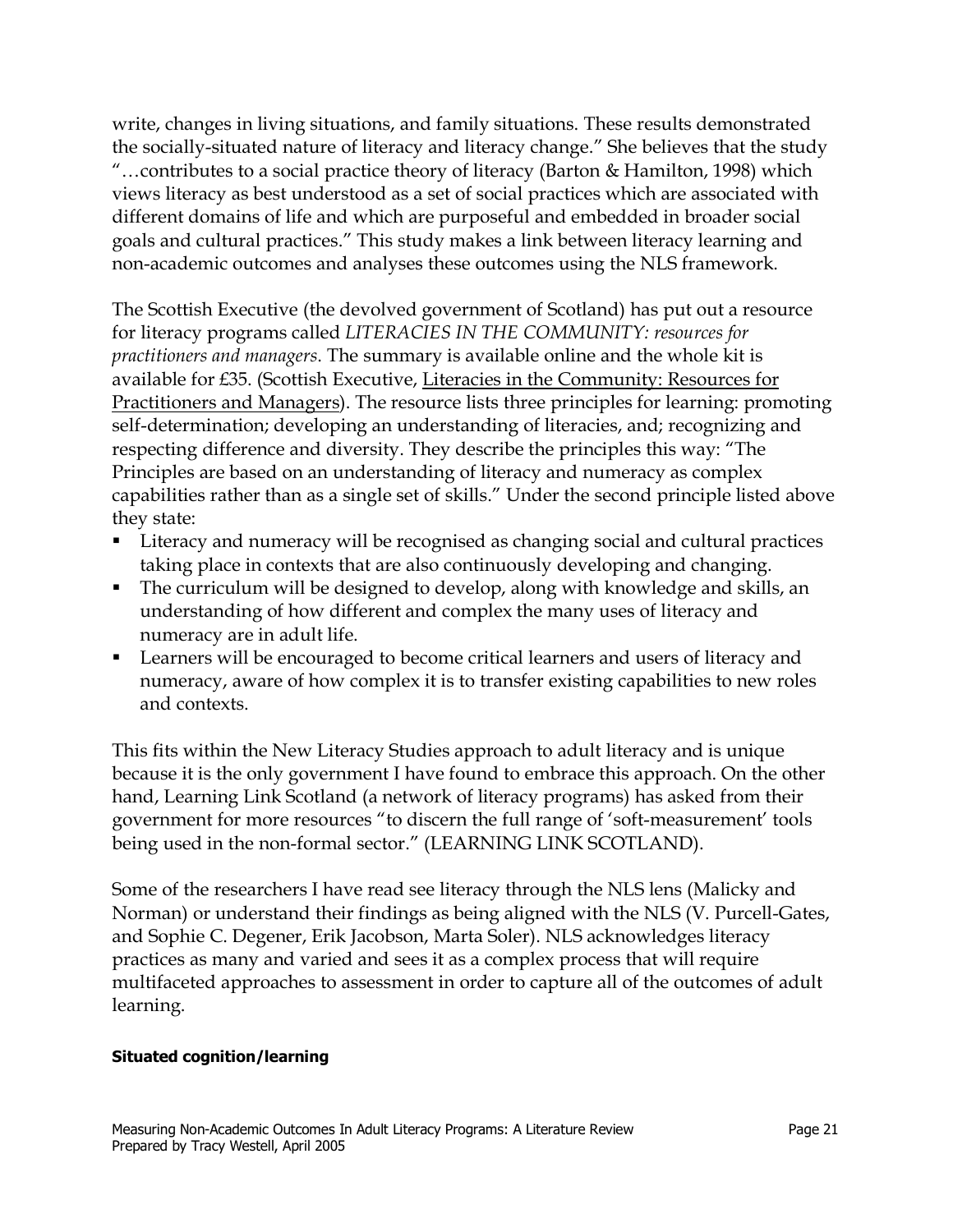write, changes in living situations, and family situations. These results demonstrated the socially-situated nature of literacy and literacy change." She believes that the study "…contributes to a social practice theory of literacy (Barton & Hamilton, 1998) which views literacy as best understood as a set of social practices which are associated with different domains of life and which are purposeful and embedded in broader social goals and cultural practices." This study makes a link between literacy learning and non-academic outcomes and analyses these outcomes using the NLS framework.

The Scottish Executive (the devolved government of Scotland) has put out a resource for literacy programs called *LITERACIES IN THE COMMUNITY: resources for practitioners and managers*. The summary is available online and the whole kit is available for £35. (Scottish Executive, Literacies in the Community: Resources for Practitioners and Managers). The resource lists three principles for learning: promoting self-determination; developing an understanding of literacies, and; recognizing and respecting difference and diversity. They describe the principles this way: "The Principles are based on an understanding of literacy and numeracy as complex capabilities rather than as a single set of skills." Under the second principle listed above they state:

- Literacy and numeracy will be recognised as changing social and cultural practices taking place in contexts that are also continuously developing and changing.
- The curriculum will be designed to develop, along with knowledge and skills, an understanding of how different and complex the many uses of literacy and numeracy are in adult life.
- Learners will be encouraged to become critical learners and users of literacy and numeracy, aware of how complex it is to transfer existing capabilities to new roles and contexts.

This fits within the New Literacy Studies approach to adult literacy and is unique because it is the only government I have found to embrace this approach. On the other hand, Learning Link Scotland (a network of literacy programs) has asked from their government for more resources "to discern the full range of 'soft-measurement' tools being used in the non-formal sector." (LEARNING LINK SCOTLAND).

Some of the researchers I have read see literacy through the NLS lens (Malicky and Norman) or understand their findings as being aligned with the NLS (V. Purcell-Gates, and Sophie C. Degener, Erik Jacobson, Marta Soler). NLS acknowledges literacy practices as many and varied and sees it as a complex process that will require multifaceted approaches to assessment in order to capture all of the outcomes of adult learning.

**Situated cognition/learning**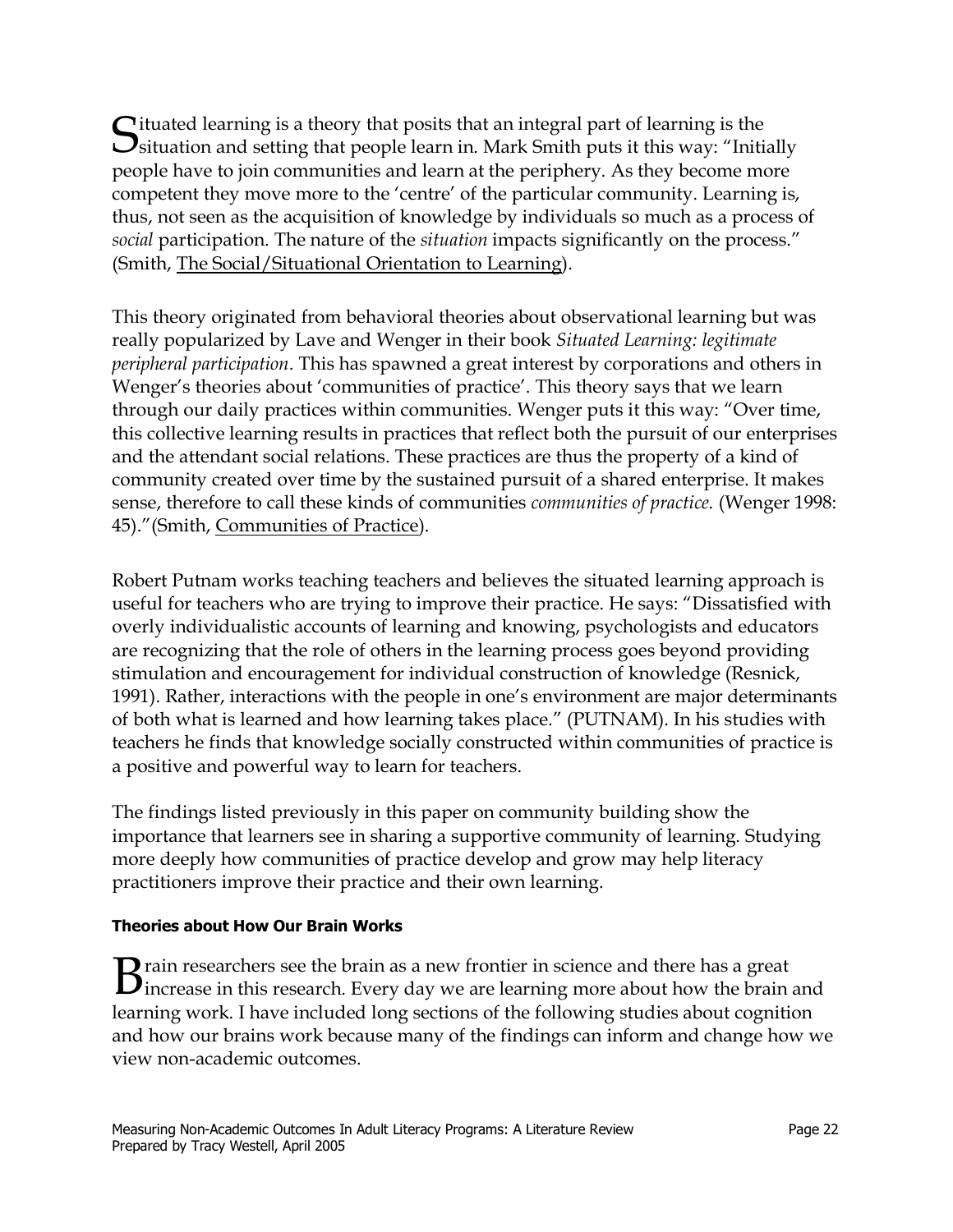Situated learning is a theory that posits that an integral part of learning is the situation and setting that people learn in. Mark Smith puts it this way: "Initially people have to join communities and learn at the periphery. As they become more competent they move more to the 'centre' of the particular community. Learning is, thus, not seen as the acquisition of knowledge by individuals so much as a process of *social* participation. The nature of the *situation* impacts significantly on the process." (Smith, The Social/Situational Orientation to Learning).

This theory originated from behavioral theories about observational learning but was really popularized by Lave and Wenger in their book *Situated Learning: legitimate peripheral participation*. This has spawned a great interest by corporations and others in Wenger's theories about 'communities of practice'. This theory says that we learn through our daily practices within communities. Wenger puts it this way: "Over time, this collective learning results in practices that reflect both the pursuit of our enterprises and the attendant social relations. These practices are thus the property of a kind of community created over time by the sustained pursuit of a shared enterprise. It makes sense, therefore to call these kinds of communities *communities of practice*. (Wenger 1998: 45)."(Smith, Communities of Practice).

Robert Putnam works teaching teachers and believes the situated learning approach is useful for teachers who are trying to improve their practice. He says: "Dissatisfied with overly individualistic accounts of learning and knowing, psychologists and educators are recognizing that the role of others in the learning process goes beyond providing stimulation and encouragement for individual construction of knowledge (Resnick, 1991). Rather, interactions with the people in one's environment are major determinants of both what is learned and how learning takes place." (PUTNAM). In his studies with teachers he finds that knowledge socially constructed within communities of practice is a positive and powerful way to learn for teachers.

The findings listed previously in this paper on community building show the importance that learners see in sharing a supportive community of learning. Studying more deeply how communities of practice develop and grow may help literacy practitioners improve their practice and their own learning.

#### Theories about How Our Brain Works

Brain researchers see the brain as a new frontier in science and there has a great increase in this research. Every day we are learning more about how the brain and learning work. I have included long sections of the following studies about cognition and how our brains work because many of the findings can inform and change how we view non-academic outcomes.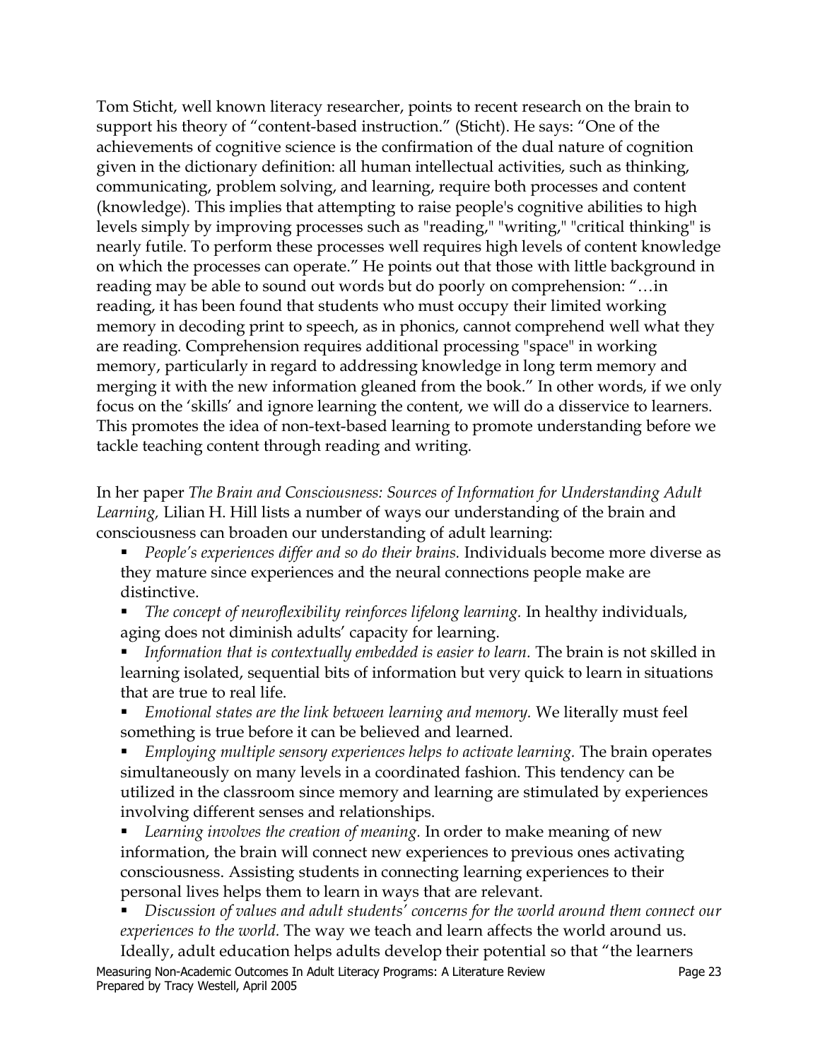Tom Sticht, well known literacy researcher, points to recent research on the brain to support his theory of "content-based instruction." (Sticht). He says: "One of the achievements of cognitive science is the confirmation of the dual nature of cognition given in the dictionary definition: all human intellectual activities, such as thinking, communicating, problem solving, and learning, require both processes and content (knowledge). This implies that attempting to raise people's cognitive abilities to high levels simply by improving processes such as "reading," "writing," "critical thinking" is nearly futile. To perform these processes well requires high levels of content knowledge on which the processes can operate." He points out that those with little background in reading may be able to sound out words but do poorly on comprehension: "…in reading, it has been found that students who must occupy their limited working memory in decoding print to speech, as in phonics, cannot comprehend well what they are reading. Comprehension requires additional processing "space" in working memory, particularly in regard to addressing knowledge in long term memory and merging it with the new information gleaned from the book." In other words, if we only focus on the 'skills' and ignore learning the content, we will do a disservice to learners. This promotes the idea of non-text-based learning to promote understanding before we tackle teaching content through reading and writing.

In her paper *The Brain and Consciousness: Sources of Information for Understanding Adult Learning,* Lilian H. Hill lists a number of ways our understanding of the brain and consciousness can broaden our understanding of adult learning:

- *People's experiences differ and so do their brains.* Individuals become more diverse as they mature since experiences and the neural connections people make are distinctive.
- *The concept of neuroflexibility reinforces lifelong learning.* In healthy individuals, aging does not diminish adults' capacity for learning.
- *Information that is contextually embedded is easier to learn.* The brain is not skilled in learning isolated, sequential bits of information but very quick to learn in situations that are true to real life.
- *Emotional states are the link between learning and memory.* We literally must feel something is true before it can be believed and learned.
- *Employing multiple sensory experiences helps to activate learning.* The brain operates simultaneously on many levels in a coordinated fashion. This tendency can be utilized in the classroom since memory and learning are stimulated by experiences involving different senses and relationships.
- *Learning involves the creation of meaning.* In order to make meaning of new information, the brain will connect new experiences to previous ones activating consciousness. Assisting students in connecting learning experiences to their personal lives helps them to learn in ways that are relevant.
- *Discussion of values and adult students' concerns for the world around them connect our experiences to the world.* The way we teach and learn affects the world around us. Ideally, adult education helps adults develop their potential so that "the learners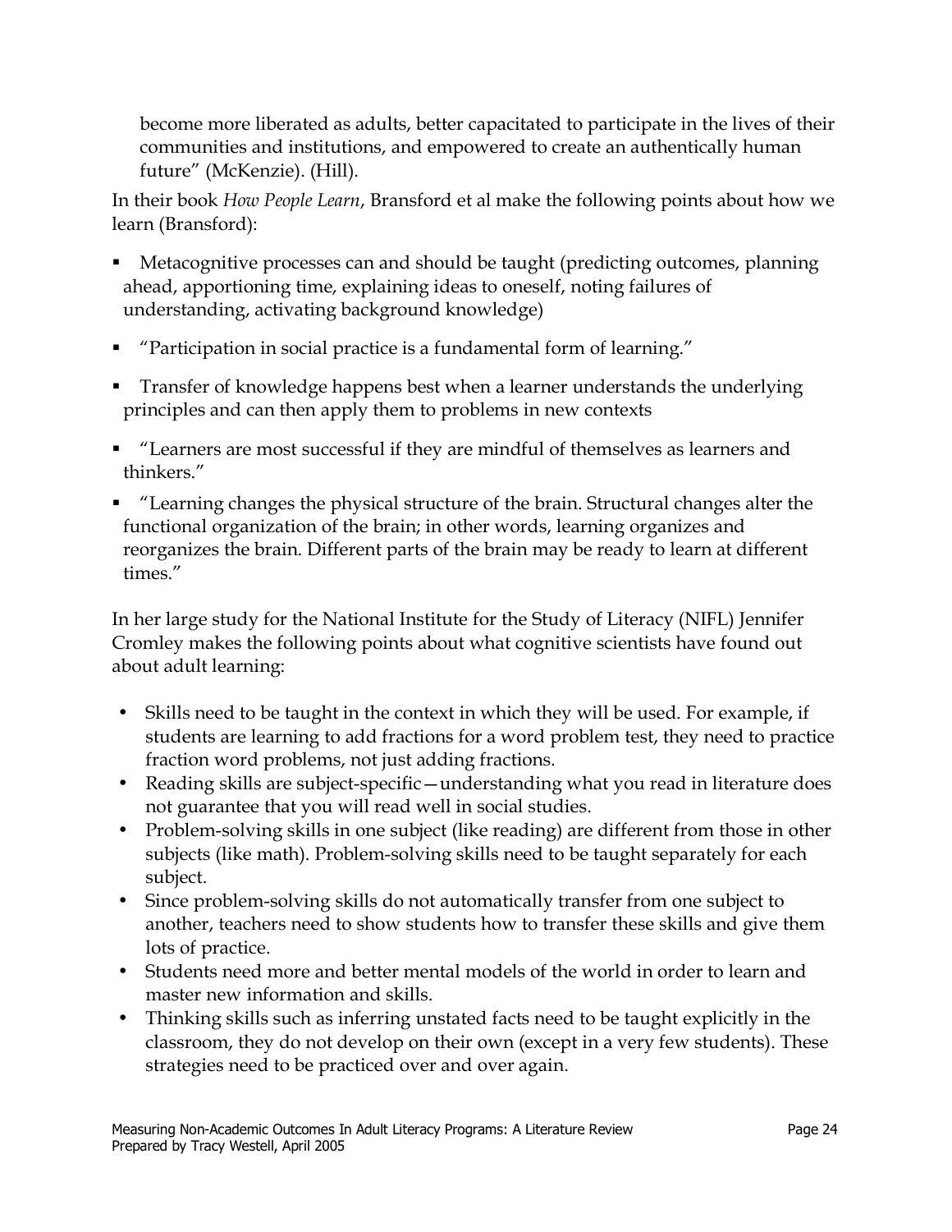become more liberated as adults, better capacitated to participate in the lives of their communities and institutions, and empowered to create an authentically human future" (McKenzie). (Hill).

In their book *How People Learn*, Bransford et al make the following points about how we learn (Bransford):

- Metacognitive processes can and should be taught (predicting outcomes, planning ahead, apportioning time, explaining ideas to oneself, noting failures of understanding, activating background knowledge)
- "Participation in social practice is a fundamental form of learning."
- Transfer of knowledge happens best when a learner understands the underlying principles and can then apply them to problems in new contexts
- "Learners are most successful if they are mindful of themselves as learners and thinkers."
- "Learning changes the physical structure of the brain. Structural changes alter the functional organization of the brain; in other words, learning organizes and reorganizes the brain. Different parts of the brain may be ready to learn at different times."

In her large study for the National Institute for the Study of Literacy (NIFL) Jennifer Cromley makes the following points about what cognitive scientists have found out about adult learning:

- Skills need to be taught in the context in which they will be used. For example, if students are learning to add fractions for a word problem test, they need to practice fraction word problems, not just adding fractions.
- Reading skills are subject-specific—understanding what you read in literature does not guarantee that you will read well in social studies.
- Problem-solving skills in one subject (like reading) are different from those in other subjects (like math). Problem-solving skills need to be taught separately for each subject.
- Since problem-solving skills do not automatically transfer from one subject to another, teachers need to show students how to transfer these skills and give them lots of practice.
- Students need more and better mental models of the world in order to learn and master new information and skills.
- Thinking skills such as inferring unstated facts need to be taught explicitly in the classroom, they do not develop on their own (except in a very few students). These strategies need to be practiced over and over again.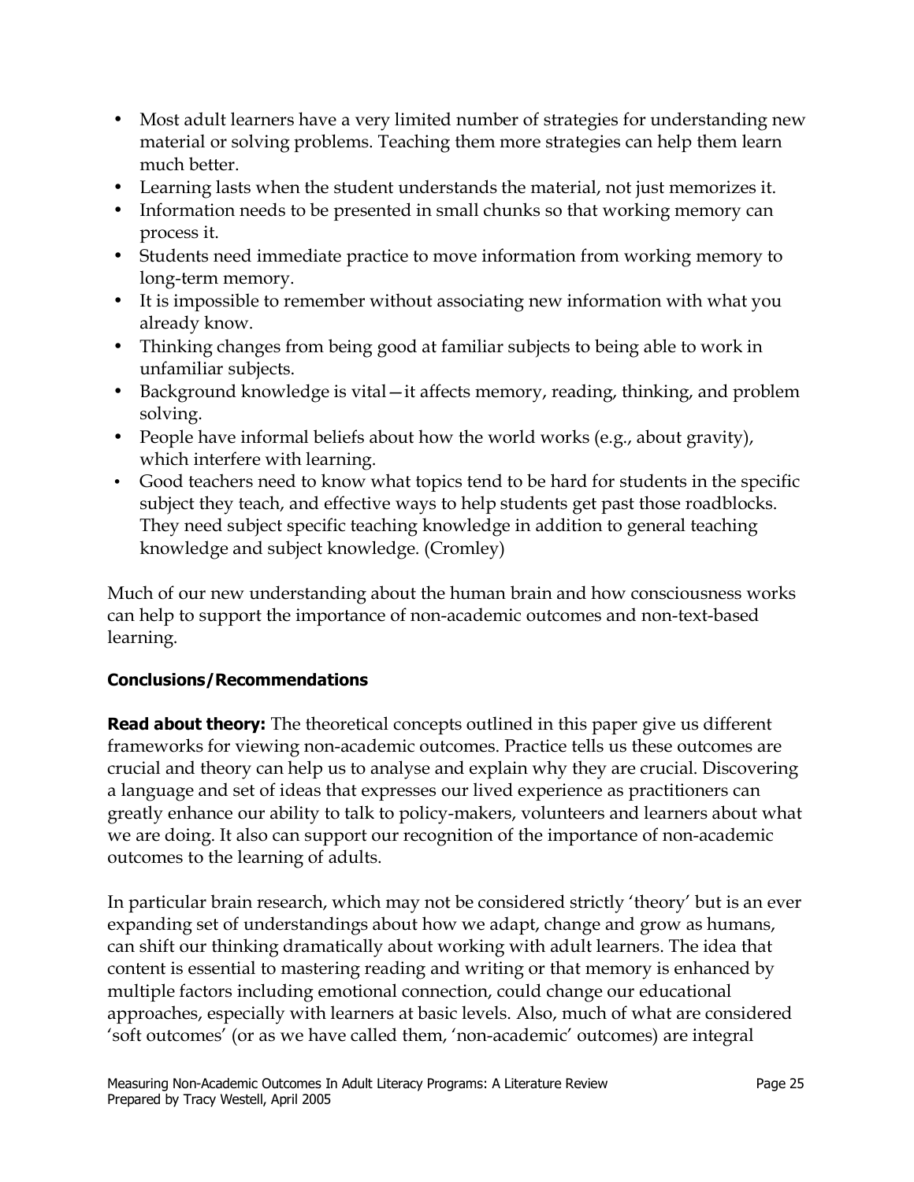- Most adult learners have a very limited number of strategies for understanding new material or solving problems. Teaching them more strategies can help them learn much better.
- Learning lasts when the student understands the material, not just memorizes it.
- Information needs to be presented in small chunks so that working memory can process it.
- Students need immediate practice to move information from working memory to long-term memory.
- It is impossible to remember without associating new information with what you already know.
- Thinking changes from being good at familiar subjects to being able to work in unfamiliar subjects.
- Background knowledge is vital—it affects memory, reading, thinking, and problem solving.
- People have informal beliefs about how the world works (e.g., about gravity), which interfere with learning.
- Good teachers need to know what topics tend to be hard for students in the specific subject they teach, and effective ways to help students get past those roadblocks. They need subject specific teaching knowledge in addition to general teaching knowledge and subject knowledge. (Cromley)

Much of our new understanding about the human brain and how consciousness works can help to support the importance of non-academic outcomes and non-text-based learning.

**Conclusions/Recommendations**

**Read about theory:** The theoretical concepts outlined in this paper give us different frameworks for viewing non-academic outcomes. Practice tells us these outcomes are crucial and theory can help us to analyse and explain why they are crucial. Discovering a language and set of ideas that expresses our lived experience as practitioners can greatly enhance our ability to talk to policy-makers, volunteers and learners about what we are doing. It also can support our recognition of the importance of non-academic outcomes to the learning of adults.

In particular brain research, which may not be considered strictly 'theory' but is an ever expanding set of understandings about how we adapt, change and grow as humans, can shift our thinking dramatically about working with adult learners. The idea that content is essential to mastering reading and writing or that memory is enhanced by multiple factors including emotional connection, could change our educational approaches, especially with learners at basic levels. Also, much of what are considered 'soft outcomes' (or as we have called them, 'non-academic' outcomes) are integral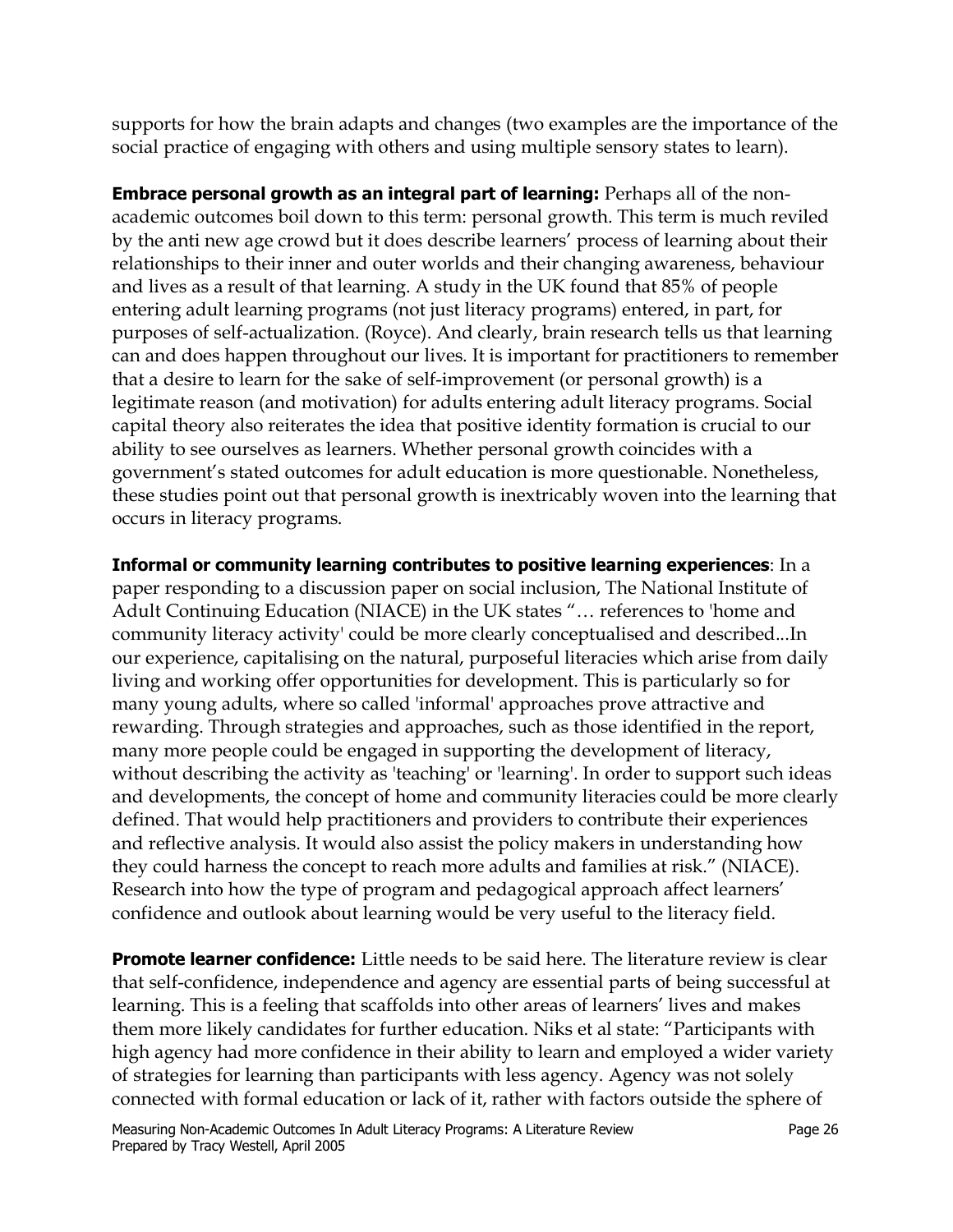supports for how the brain adapts and changes (two examples are the importance of the social practice of engaging with others and using multiple sensory states to learn).

**Embrace personal growth as an integral part of learning:** Perhaps all of the non-academic outcomes boil down to this term: personal growth. This term is much reviled by the anti new age crowd but it does describe learners' process of learning about their relationships to their inner and outer worlds and their changing awareness, behaviour and lives as a result of that learning. A study in the UK found that 85% of people entering adult learning programs (not just literacy programs) entered, in part, for purposes of self-actualization. (Royce). And clearly, brain research tells us that learning can and does happen throughout our lives. It is important for practitioners to remember that a desire to learn for the sake of self-improvement (or personal growth) is a legitimate reason (and motivation) for adults entering adult literacy programs. Social capital theory also reiterates the idea that positive identity formation is crucial to our ability to see ourselves as learners. Whether personal growth coincides with a government's stated outcomes for adult education is more questionable. Nonetheless, these studies point out that personal growth is inextricably woven into the learning that occurs in literacy programs.

**Informal or community learning contributes to positive learning experiences**: In a paper responding to a discussion paper on social inclusion, The National Institute of Adult Continuing Education (NIACE) in the UK states "… references to 'home and community literacy activity' could be more clearly conceptualised and described...In our experience, capitalising on the natural, purposeful literacies which arise from daily living and working offer opportunities for development. This is particularly so for many young adults, where so called 'informal' approaches prove attractive and rewarding. Through strategies and approaches, such as those identified in the report, many more people could be engaged in supporting the development of literacy, without describing the activity as 'teaching' or 'learning'. In order to support such ideas and developments, the concept of home and community literacies could be more clearly defined. That would help practitioners and providers to contribute their experiences and reflective analysis. It would also assist the policy makers in understanding how they could harness the concept to reach more adults and families at risk." (NIACE). Research into how the type of program and pedagogical approach affect learners' confidence and outlook about learning would be very useful to the literacy field.

**Promote learner confidence:** Little needs to be said here. The literature review is clear that self-confidence, independence and agency are essential parts of being successful at learning. This is a feeling that scaffolds into other areas of learners' lives and makes them more likely candidates for further education. Niks et al state: "Participants with high agency had more confidence in their ability to learn and employed a wider variety of strategies for learning than participants with less agency. Agency was not solely connected with formal education or lack of it, rather with factors outside the sphere of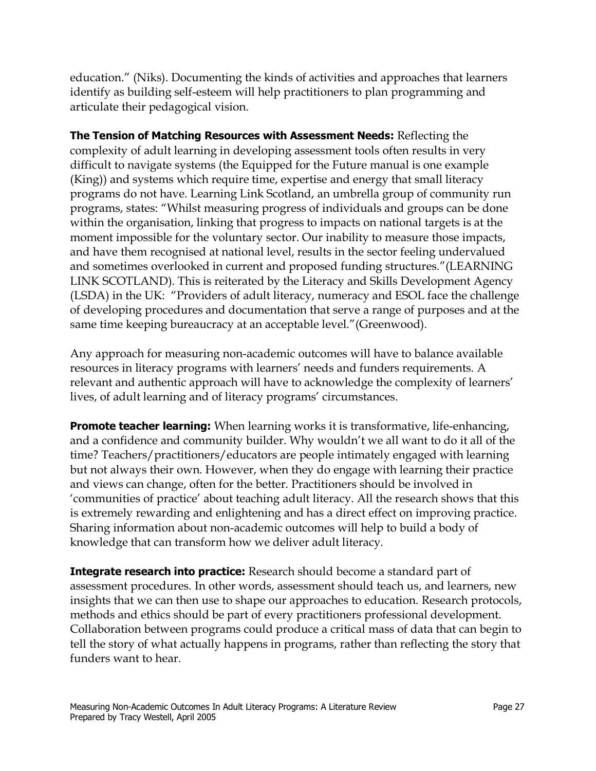education." (Niks). Documenting the kinds of activities and approaches that learners identify as building self-esteem will help practitioners to plan programming and articulate their pedagogical vision.

**The Tension of Matching Resources with Assessment Needs:** Reflecting the complexity of adult learning in developing assessment tools often results in very difficult to navigate systems (the Equipped for the Future manual is one example (King)) and systems which require time, expertise and energy that small literacy programs do not have. Learning Link Scotland, an umbrella group of community run programs, states: "Whilst measuring progress of individuals and groups can be done within the organisation, linking that progress to impacts on national targets is at the moment impossible for the voluntary sector. Our inability to measure those impacts, and have them recognised at national level, results in the sector feeling undervalued and sometimes overlooked in current and proposed funding structures."(LEARNING LINK SCOTLAND). This is reiterated by the Literacy and Skills Development Agency (LSDA) in the UK: "Providers of adult literacy, numeracy and ESOL face the challenge of developing procedures and documentation that serve a range of purposes and at the same time keeping bureaucracy at an acceptable level."(Greenwood).

Any approach for measuring non-academic outcomes will have to balance available resources in literacy programs with learners' needs and funders requirements. A relevant and authentic approach will have to acknowledge the complexity of learners' lives, of adult learning and of literacy programs' circumstances.

**Promote teacher learning:** When learning works it is transformative, life-enhancing, and a confidence and community builder. Why wouldn't we all want to do it all of the time? Teachers/practitioners/educators are people intimately engaged with learning but not always their own. However, when they do engage with learning their practice and views can change, often for the better. Practitioners should be involved in 'communities of practice' about teaching adult literacy. All the research shows that this is extremely rewarding and enlightening and has a direct effect on improving practice. Sharing information about non-academic outcomes will help to build a body of knowledge that can transform how we deliver adult literacy.

**Integrate research into practice:** Research should become a standard part of assessment procedures. In other words, assessment should teach us, and learners, new insights that we can then use to shape our approaches to education. Research protocols, methods and ethics should be part of every practitioners professional development. Collaboration between programs could produce a critical mass of data that can begin to tell the story of what actually happens in programs, rather than reflecting the story that funders want to hear.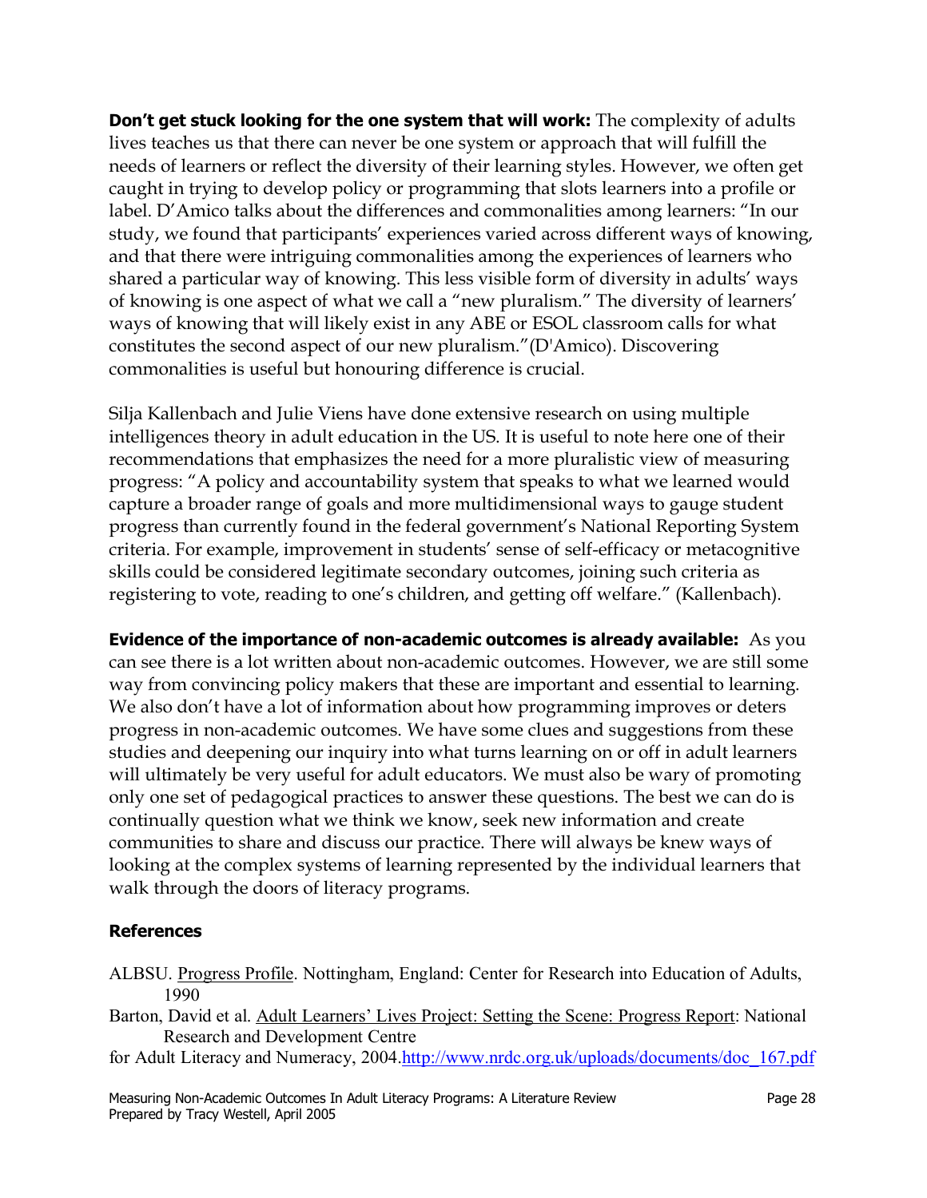**Don't get stuck looking for the one system that will work:** The complexity of adults lives teaches us that there can never be one system or approach that will fulfill the needs of learners or reflect the diversity of their learning styles. However, we often get caught in trying to develop policy or programming that slots learners into a profile or label. D'Amico talks about the differences and commonalities among learners: "In our study, we found that participants' experiences varied across different ways of knowing, and that there were intriguing commonalities among the experiences of learners who shared a particular way of knowing. This less visible form of diversity in adults' ways of knowing is one aspect of what we call a "new pluralism." The diversity of learners' ways of knowing that will likely exist in any ABE or ESOL classroom calls for what constitutes the second aspect of our new pluralism."(D'Amico). Discovering commonalities is useful but honouring difference is crucial.

Silja Kallenbach and Julie Viens have done extensive research on using multiple intelligences theory in adult education in the US. It is useful to note here one of their recommendations that emphasizes the need for a more pluralistic view of measuring progress: "A policy and accountability system that speaks to what we learned would capture a broader range of goals and more multidimensional ways to gauge student progress than currently found in the federal government's National Reporting System criteria. For example, improvement in students' sense of self-efficacy or metacognitive skills could be considered legitimate secondary outcomes, joining such criteria as registering to vote, reading to one's children, and getting off welfare." (Kallenbach).

**Evidence of the importance of non-academic outcomes is already available:** As you can see there is a lot written about non-academic outcomes. However, we are still some way from convincing policy makers that these are important and essential to learning. We also don't have a lot of information about how programming improves or deters progress in non-academic outcomes. We have some clues and suggestions from these studies and deepening our inquiry into what turns learning on or off in adult learners will ultimately be very useful for adult educators. We must also be wary of promoting only one set of pedagogical practices to answer these questions. The best we can do is continually question what we think we know, seek new information and create communities to share and discuss our practice. There will always be knew ways of looking at the complex systems of learning represented by the individual learners that walk through the doors of literacy programs.

### References

ALBSU. Progress Profile. Nottingham, England: Center for Research into Education of Adults, 1990

Barton, David et al. Adult Learners' Lives Project: Setting the Scene: Progress Report: National Research and Development Centre for Adult Literacy and Numeracy, 2004.http://www.nrdc.org.uk/uploads/documents/doc_167.pdf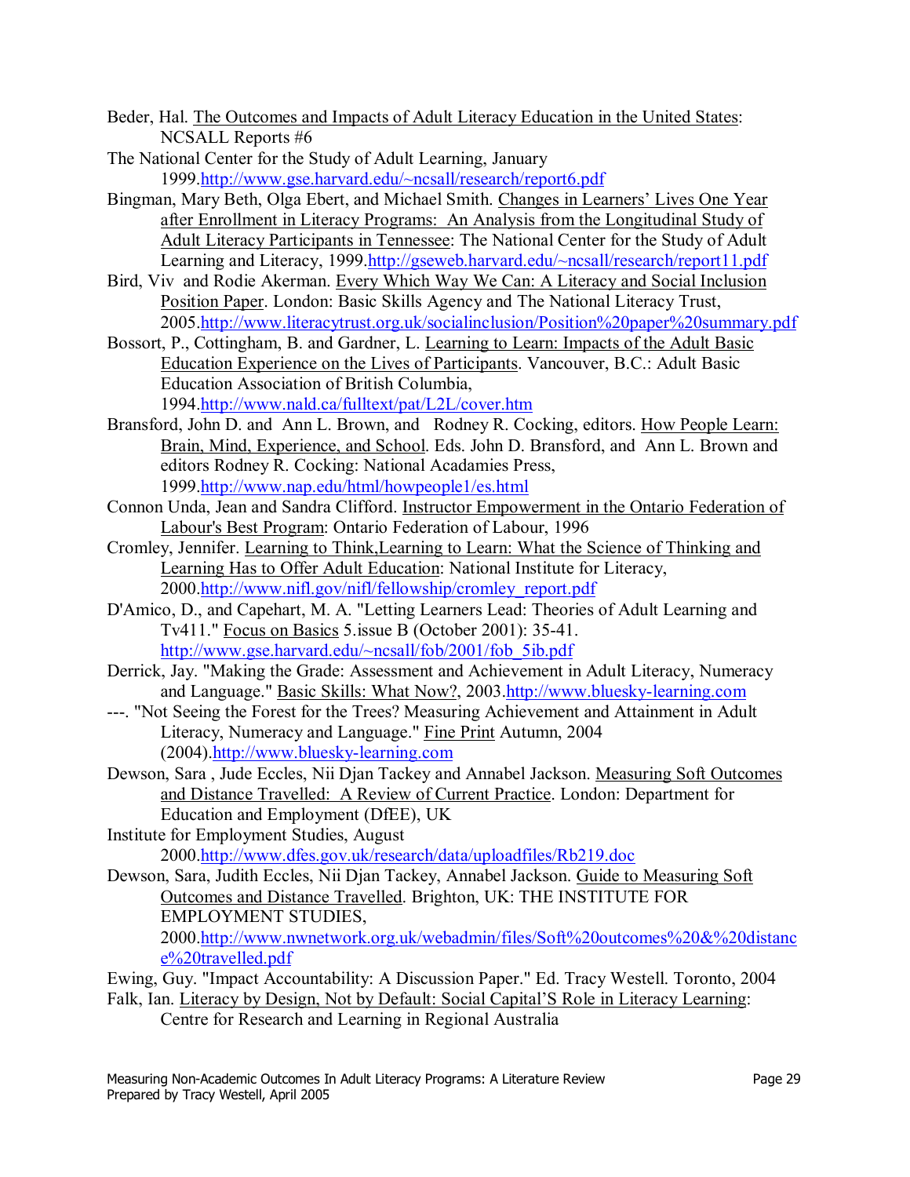Beder, Hal. The Outcomes and Impacts of Adult Literacy Education in the United States: NCSALL Reports #6

The National Center for the Study of Adult Learning, January 1999.http://www.gse.harvard.edu/~ncsall/research/report6.pdf

Bingman, Mary Beth, Olga Ebert, and Michael Smith. Changes in Learners' Lives One Year after Enrollment in Literacy Programs: An Analysis from the Longitudinal Study of Adult Literacy Participants in Tennessee: The National Center for the Study of Adult Learning and Literacy, 1999.http://gseweb.harvard.edu/~ncsall/research/report11.pdf

Bird, Viv and Rodie Akerman. Every Which Way We Can: A Literacy and Social Inclusion Position Paper. London: Basic Skills Agency and The National Literacy Trust, 2005.http://www.literacytrust.org.uk/socialinclusion/Position%20paper%20summary.pdf

Bossort, P., Cottingham, B. and Gardner, L. Learning to Learn: Impacts of the Adult Basic Education Experience on the Lives of Participants. Vancouver, B.C.: Adult Basic Education Association of British Columbia, 1994.http://www.nald.ca/fulltext/pat/L2L/cover.htm

Bransford, John D. and Ann L. Brown, and Rodney R. Cocking, editors. How People Learn: Brain, Mind, Experience, and School. Eds. John D. Bransford, and Ann L. Brown and editors Rodney R. Cocking: National Acadamies Press, 1999.http://www.nap.edu/html/howpeople1/es.html

Connon Unda, Jean and Sandra Clifford. Instructor Empowerment in the Ontario Federation of Labour's Best Program: Ontario Federation of Labour, 1996

Cromley, Jennifer. Learning to Think,Learning to Learn: What the Science of Thinking and Learning Has to Offer Adult Education: National Institute for Literacy, 2000.http://www.nifl.gov/nifl/fellowship/cromley_report.pdf

D'Amico, D., and Capehart, M. A. "Letting Learners Lead: Theories of Adult Learning and Tv411." Focus on Basics 5.issue B (October 2001): 35-41. http://www.gse.harvard.edu/~ncsall/fob/2001/fob_5ib.pdf

Derrick, Jay. "Making the Grade: Assessment and Achievement in Adult Literacy, Numeracy and Language." Basic Skills: What Now?, 2003.http://www.bluesky-learning.com

---. "Not Seeing the Forest for the Trees? Measuring Achievement and Attainment in Adult Literacy, Numeracy and Language." Fine Print Autumn, 2004 (2004).http://www.bluesky-learning.com

Dewson, Sara , Jude Eccles, Nii Djan Tackey and Annabel Jackson. Measuring Soft Outcomes and Distance Travelled: A Review of Current Practice. London: Department for Education and Employment (DfEE), UK

Institute for Employment Studies, August 2000.http://www.dfes.gov.uk/research/data/uploadfiles/Rb219.doc

Dewson, Sara, Judith Eccles, Nii Djan Tackey, Annabel Jackson. Guide to Measuring Soft Outcomes and Distance Travelled. Brighton, UK: THE INSTITUTE FOR EMPLOYMENT STUDIES, 2000.http://www.nwnetwork.org.uk/webadmin/files/Soft%20outcomes%20&%20distance%20travelled.pdf

Ewing, Guy. "Impact Accountability: A Discussion Paper." Ed. Tracy Westell. Toronto, 2004

Falk, Ian. Literacy by Design, Not by Default: Social Capital'S Role in Literacy Learning: Centre for Research and Learning in Regional Australia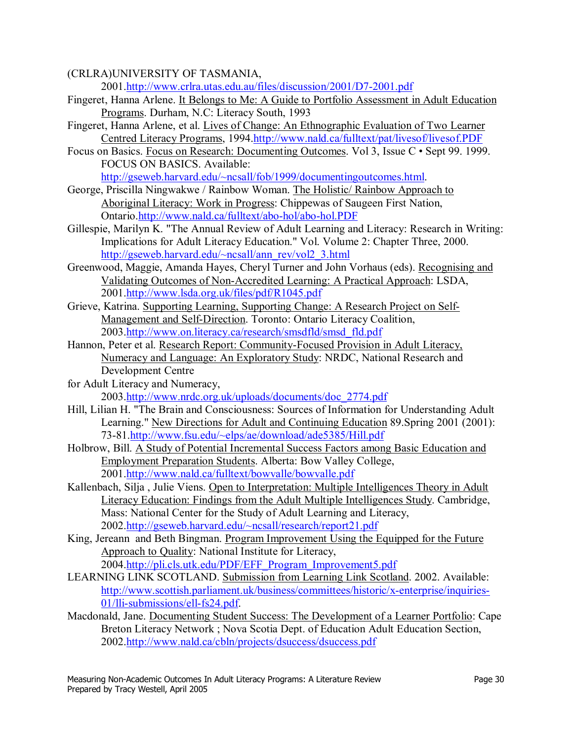(CRLRA)UNIVERSITY OF TASMANIA, 2001.http://www.crlra.utas.edu.au/files/discussion/2001/D7-2001.pdf

Fingeret, Hanna Arlene. It Belongs to Me: A Guide to Portfolio Assessment in Adult Education Programs. Durham, N.C: Literacy South, 1993

Fingeret, Hanna Arlene, et al. Lives of Change: An Ethnographic Evaluation of Two Learner Centred Literacy Programs, 1994.http://www.nald.ca/fulltext/pat/livesof/livesof.PDF

Focus on Basics. Focus on Research: Documenting Outcomes. Vol 3, Issue C • Sept 99. 1999. FOCUS ON BASICS. Available: http://gseweb.harvard.edu/~ncsall/fob/1999/documentingoutcomes.html.

George, Priscilla Ningwakwe / Rainbow Woman. The Holistic/ Rainbow Approach to Aboriginal Literacy: Work in Progress: Chippewas of Saugeen First Nation, Ontario.http://www.nald.ca/fulltext/abo-hol/abo-hol.PDF

Gillespie, Marilyn K. "The Annual Review of Adult Learning and Literacy: Research in Writing: Implications for Adult Literacy Education." Vol. Volume 2: Chapter Three, 2000. http://gseweb.harvard.edu/~ncsall/ann_rev/vol2_3.html

Greenwood, Maggie, Amanda Hayes, Cheryl Turner and John Vorhaus (eds). Recognising and Validating Outcomes of Non-Accredited Learning: A Practical Approach: LSDA, 2001.http://www.lsda.org.uk/files/pdf/R1045.pdf

Grieve, Katrina. Supporting Learning, Supporting Change: A Research Project on Self-Management and Self-Direction. Toronto: Ontario Literacy Coalition, 2003.http://www.on.literacy.ca/research/smsdfld/smsd_fld.pdf

Hannon, Peter et al. Research Report: Community-Focused Provision in Adult Literacy, Numeracy and Language: An Exploratory Study: NRDC, National Research and Development Centre for Adult Literacy and Numeracy, 2003.http://www.nrdc.org.uk/uploads/documents/doc_2774.pdf

Hill, Lilian H. "The Brain and Consciousness: Sources of Information for Understanding Adult Learning." New Directions for Adult and Continuing Education 89.Spring 2001 (2001): 73-81.http://www.fsu.edu/~elps/ae/download/ade5385/Hill.pdf

Holbrow, Bill. A Study of Potential Incremental Success Factors among Basic Education and Employment Preparation Students. Alberta: Bow Valley College, 2001.http://www.nald.ca/fulltext/bowvalle/bowvalle.pdf

Kallenbach, Silja , Julie Viens. Open to Interpretation: Multiple Intelligences Theory in Adult Literacy Education: Findings from the Adult Multiple Intelligences Study. Cambridge, Mass: National Center for the Study of Adult Learning and Literacy, 2002.http://gseweb.harvard.edu/~ncsall/research/report21.pdf

King, Jereann and Beth Bingman. Program Improvement Using the Equipped for the Future Approach to Quality: National Institute for Literacy, 2004.http://pli.cls.utk.edu/PDF/EFF_Program_Improvement5.pdf

LEARNING LINK SCOTLAND. Submission from Learning Link Scotland. 2002. Available: http://www.scottish.parliament.uk/business/committees/historic/x-enterprise/inquiries-01/lli-submissions/ell-fs24.pdf.

Macdonald, Jane. Documenting Student Success: The Development of a Learner Portfolio: Cape Breton Literacy Network ; Nova Scotia Dept. of Education Adult Education Section, 2002.http://www.nald.ca/cbln/projects/dsuccess/dsuccess.pdf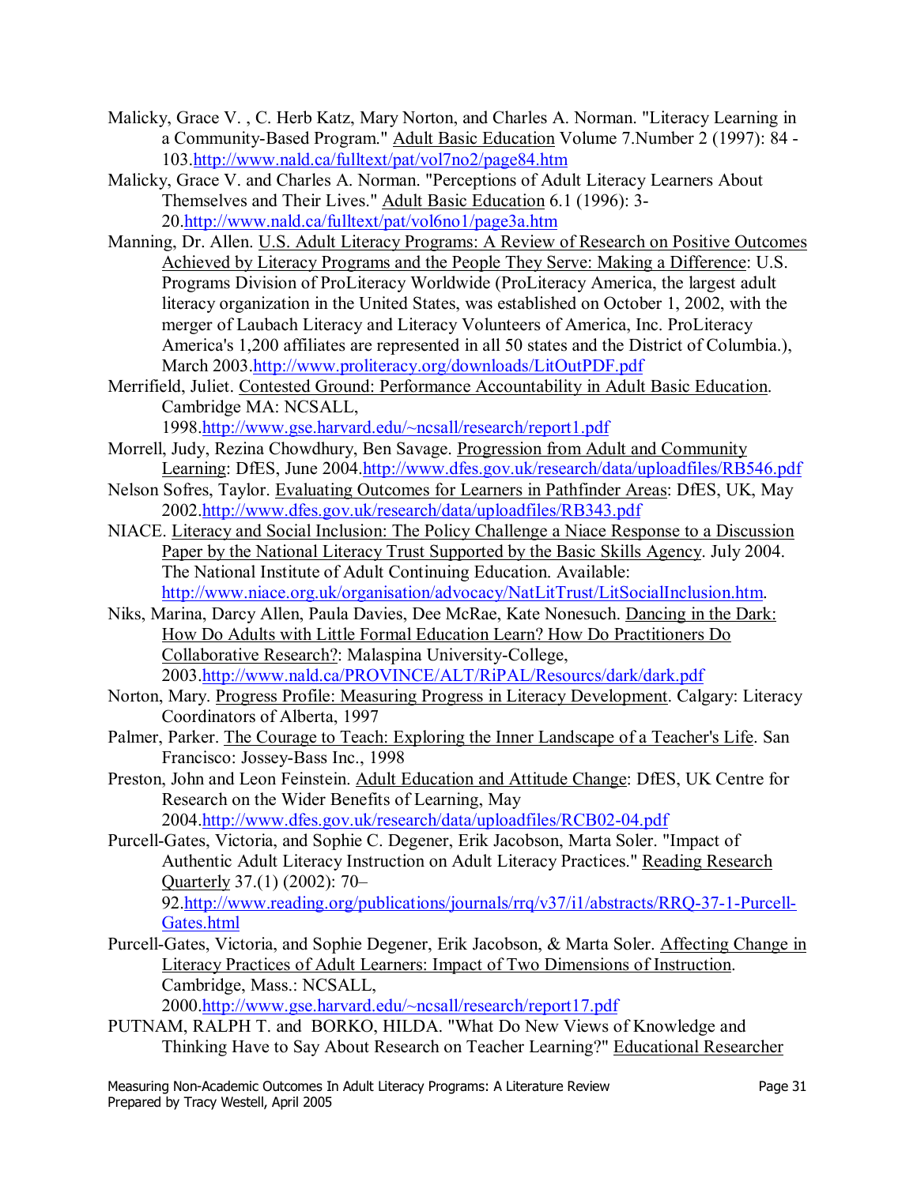Malicky, Grace V. , C. Herb Katz, Mary Norton, and Charles A. Norman. "Literacy Learning in a Community-Based Program." Adult Basic Education Volume 7.Number 2 (1997): 84 - 103.http://www.nald.ca/fulltext/pat/vol7no2/page84.htm

Malicky, Grace V. and Charles A. Norman. "Perceptions of Adult Literacy Learners About Themselves and Their Lives." Adult Basic Education 6.1 (1996): 3-20.http://www.nald.ca/fulltext/pat/vol6no1/page3a.htm

Manning, Dr. Allen. U.S. Adult Literacy Programs: A Review of Research on Positive Outcomes Achieved by Literacy Programs and the People They Serve: Making a Difference: U.S. Programs Division of ProLiteracy Worldwide (ProLiteracy America, the largest adult literacy organization in the United States, was established on October 1, 2002, with the merger of Laubach Literacy and Literacy Volunteers of America, Inc. ProLiteracy America's 1,200 affiliates are represented in all 50 states and the District of Columbia.), March 2003.http://www.proliteracy.org/downloads/LitOutPDF.pdf

Merrifield, Juliet. Contested Ground: Performance Accountability in Adult Basic Education. Cambridge MA: NCSALL, 1998.http://www.gse.harvard.edu/~ncsall/research/report1.pdf

Morrell, Judy, Rezina Chowdhury, Ben Savage. Progression from Adult and Community Learning: DfES, June 2004.http://www.dfes.gov.uk/research/data/uploadfiles/RB546.pdf

Nelson Sofres, Taylor. Evaluating Outcomes for Learners in Pathfinder Areas: DfES, UK, May 2002.http://www.dfes.gov.uk/research/data/uploadfiles/RB343.pdf

NIACE. Literacy and Social Inclusion: The Policy Challenge a Niace Response to a Discussion Paper by the National Literacy Trust Supported by the Basic Skills Agency. July 2004. The National Institute of Adult Continuing Education. Available: http://www.niace.org.uk/organisation/advocacy/NatLitTrust/LitSocialInclusion.htm.

Niks, Marina, Darcy Allen, Paula Davies, Dee McRae, Kate Nonesuch. Dancing in the Dark: How Do Adults with Little Formal Education Learn? How Do Practitioners Do Collaborative Research?: Malaspina University-College, 2003.http://www.nald.ca/PROVINCE/ALT/RiPAL/Resourcs/dark/dark.pdf

Norton, Mary. Progress Profile: Measuring Progress in Literacy Development. Calgary: Literacy Coordinators of Alberta, 1997

Palmer, Parker. The Courage to Teach: Exploring the Inner Landscape of a Teacher's Life. San Francisco: Jossey-Bass Inc., 1998

Preston, John and Leon Feinstein. Adult Education and Attitude Change: DfES, UK Centre for Research on the Wider Benefits of Learning, May 2004.http://www.dfes.gov.uk/research/data/uploadfiles/RCB02-04.pdf

Purcell-Gates, Victoria, and Sophie C. Degener, Erik Jacobson, Marta Soler. "Impact of Authentic Adult Literacy Instruction on Adult Literacy Practices." Reading Research Quarterly 37.(1) (2002): 70–92.http://www.reading.org/publications/journals/rrq/v37/i1/abstracts/RRQ-37-1-Purcell-Gates.html

Purcell-Gates, Victoria, and Sophie Degener, Erik Jacobson, & Marta Soler. Affecting Change in Literacy Practices of Adult Learners: Impact of Two Dimensions of Instruction. Cambridge, Mass.: NCSALL, 2000.http://www.gse.harvard.edu/~ncsall/research/report17.pdf

PUTNAM, RALPH T. and BORKO, HILDA. "What Do New Views of Knowledge and Thinking Have to Say About Research on Teacher Learning?" Educational Researcher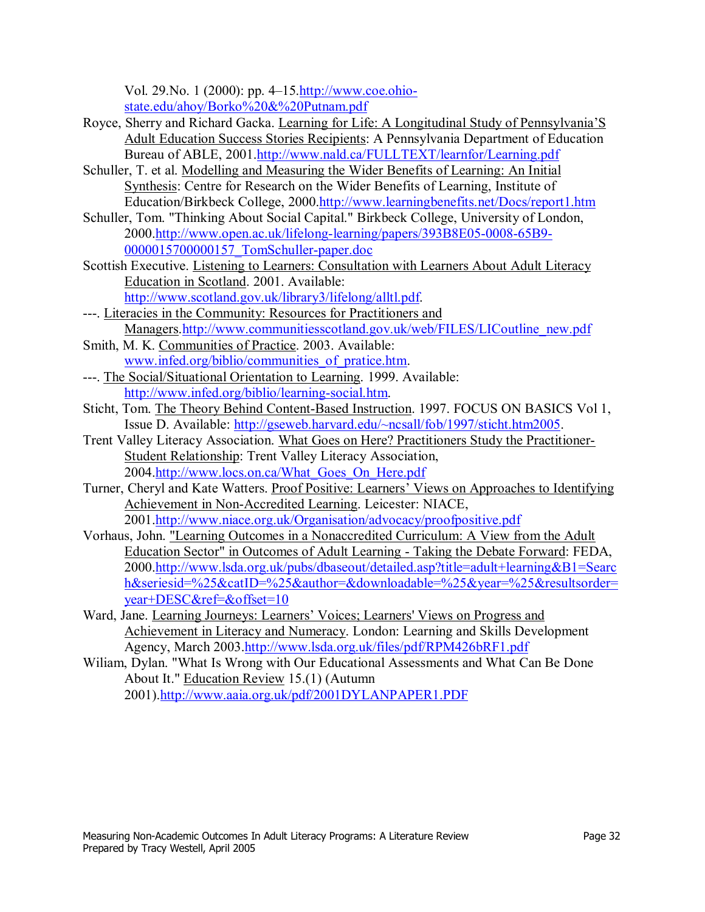Vol. 29.No. 1 (2000): pp. 4–15.http://www.coe.ohio-state.edu/ahoy/Borko%20&%20Putnam.pdf

Royce, Sherry and Richard Gacka. Learning for Life: A Longitudinal Study of Pennsylvania'S Adult Education Success Stories Recipients: A Pennsylvania Department of Education Bureau of ABLE, 2001.http://www.nald.ca/FULLTEXT/learnfor/Learning.pdf

Schuller, T. et al. Modelling and Measuring the Wider Benefits of Learning: An Initial Synthesis: Centre for Research on the Wider Benefits of Learning, Institute of Education/Birkbeck College, 2000.http://www.learningbenefits.net/Docs/report1.htm

Schuller, Tom. "Thinking About Social Capital." Birkbeck College, University of London, 2000.http://www.open.ac.uk/lifelong-learning/papers/393B8E05-0008-65B9-0000015700000157_TomSchuller-paper.doc

Scottish Executive. Listening to Learners: Consultation with Learners About Adult Literacy Education in Scotland. 2001. Available: http://www.scotland.gov.uk/library3/lifelong/alltl.pdf.

---. Literacies in the Community: Resources for Practitioners and Managers.http://www.communitiesscotland.gov.uk/web/FILES/LICoutline_new.pdf

Smith, M. K. Communities of Practice. 2003. Available: www.infed.org/biblio/communities_of_pratice.htm.

---. The Social/Situational Orientation to Learning. 1999. Available: http://www.infed.org/biblio/learning-social.htm.

Sticht, Tom. The Theory Behind Content-Based Instruction. 1997. FOCUS ON BASICS Vol 1, Issue D. Available: http://gseweb.harvard.edu/~ncsall/fob/1997/sticht.htm2005.

Trent Valley Literacy Association. What Goes on Here? Practitioners Study the Practitioner-Student Relationship: Trent Valley Literacy Association, 2004.http://www.locs.on.ca/What_Goes_On_Here.pdf

Turner, Cheryl and Kate Watters. Proof Positive: Learners' Views on Approaches to Identifying Achievement in Non-Accredited Learning. Leicester: NIACE, 2001.http://www.niace.org.uk/Organisation/advocacy/proofpositive.pdf

Vorhaus, John. "Learning Outcomes in a Nonaccredited Curriculum: A View from the Adult Education Sector" in Outcomes of Adult Learning - Taking the Debate Forward: FEDA, 2000.http://www.lsda.org.uk/pubs/dbaseout/detailed.asp?title=adult+learning&B1=Search&seriesid=%25&catID=%25&author=&downloadable=%25&year=%25&resultsorder=year+DESC&ref=&offset=10

Ward, Jane. Learning Journeys: Learners' Voices; Learners' Views on Progress and Achievement in Literacy and Numeracy. London: Learning and Skills Development Agency, March 2003.http://www.lsda.org.uk/files/pdf/RPM426bRF1.pdf

Wiliam, Dylan. "What Is Wrong with Our Educational Assessments and What Can Be Done About It." Education Review 15.(1) (Autumn 2001).http://www.aaia.org.uk/pdf/2001DYLANPAPER1.PDF